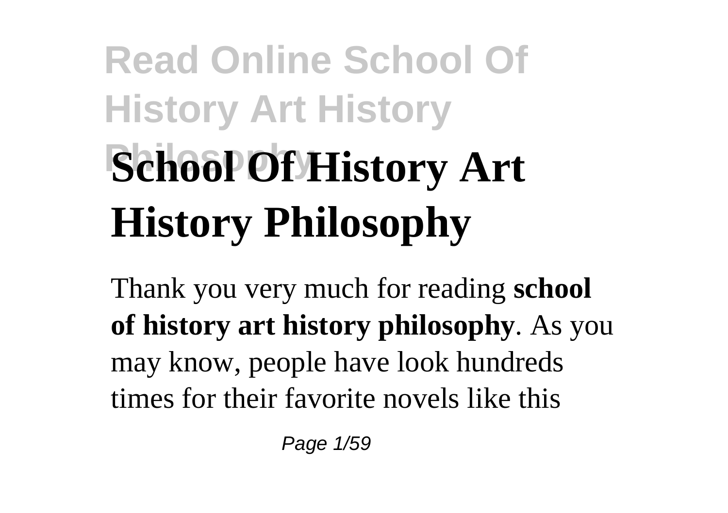# School Of History Art History Philosophy

Thank you very much for reading **school of history art history philosophy**. As you may know, people have look hundreds times for their favorite novels like this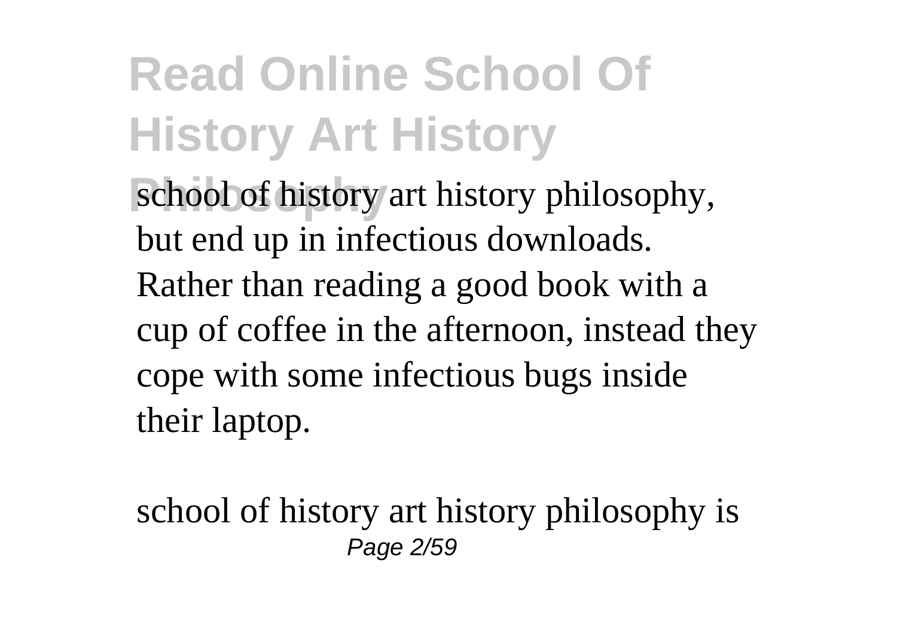school of history art history philosophy, but end up in infectious downloads. Rather than reading a good book with a cup of coffee in the afternoon, instead they cope with some infectious bugs inside their laptop.

school of history art history philosophy is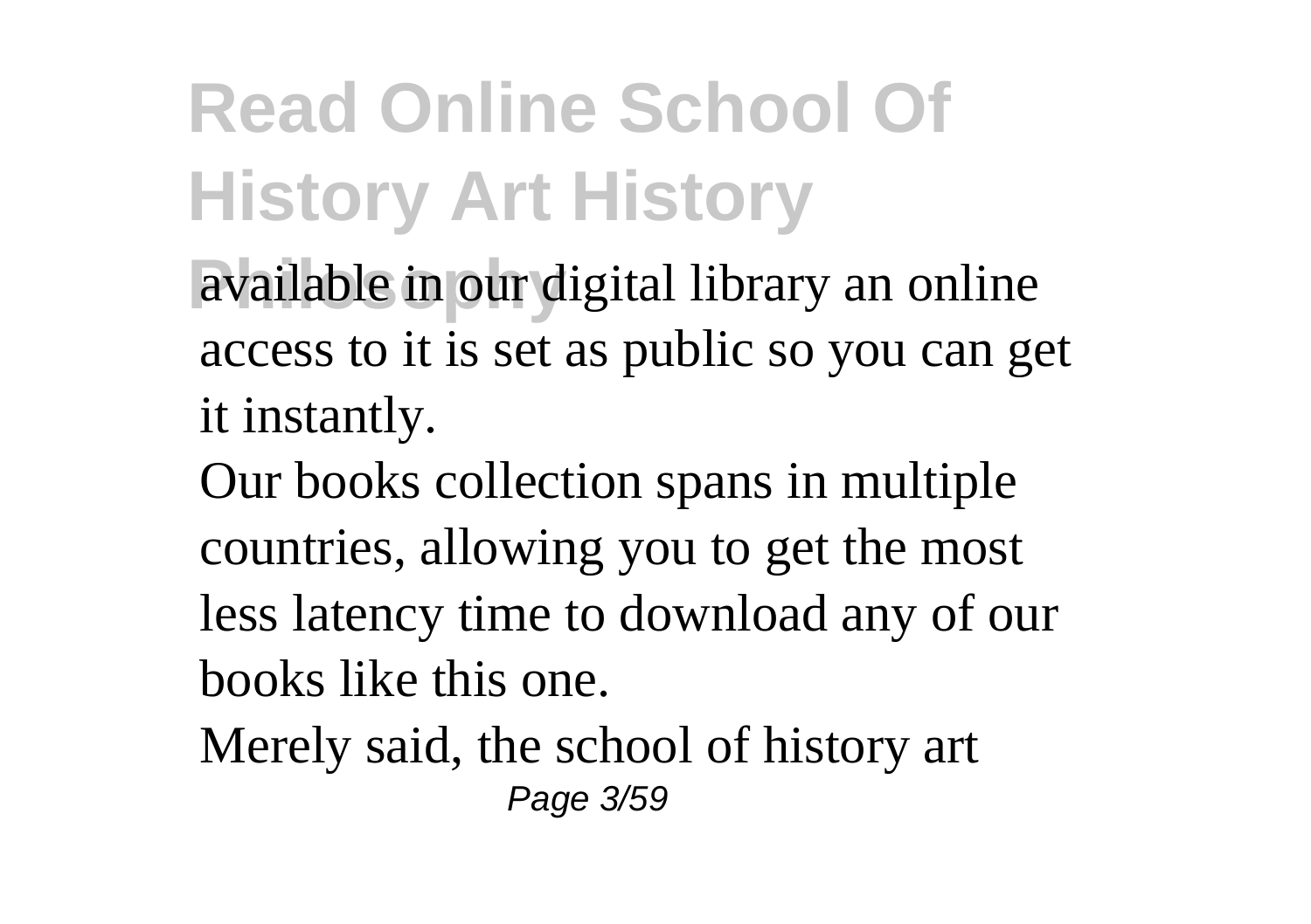available in our digital library an online access to it is set as public so you can get it instantly.

Our books collection spans in multiple countries, allowing you to get the most less latency time to download any of our books like this one.

Merely said, the school of history art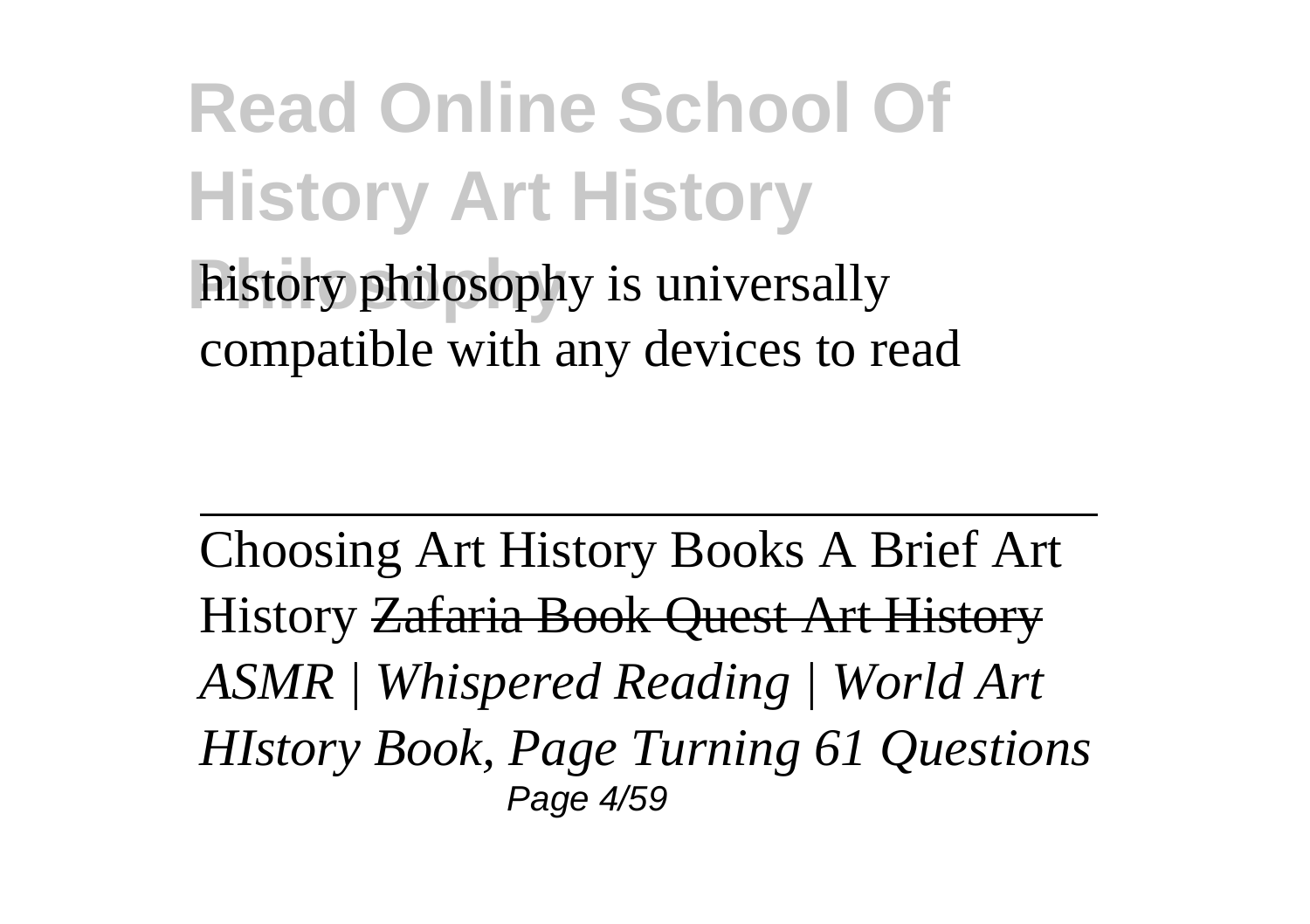history philosophy is universally compatible with any devices to read

---

Choosing Art History Books A Brief Art History ~~Zafaria Book Quest Art History~~ *ASMR | Whispered Reading | World Art HIstory Book, Page Turning 61 Questions*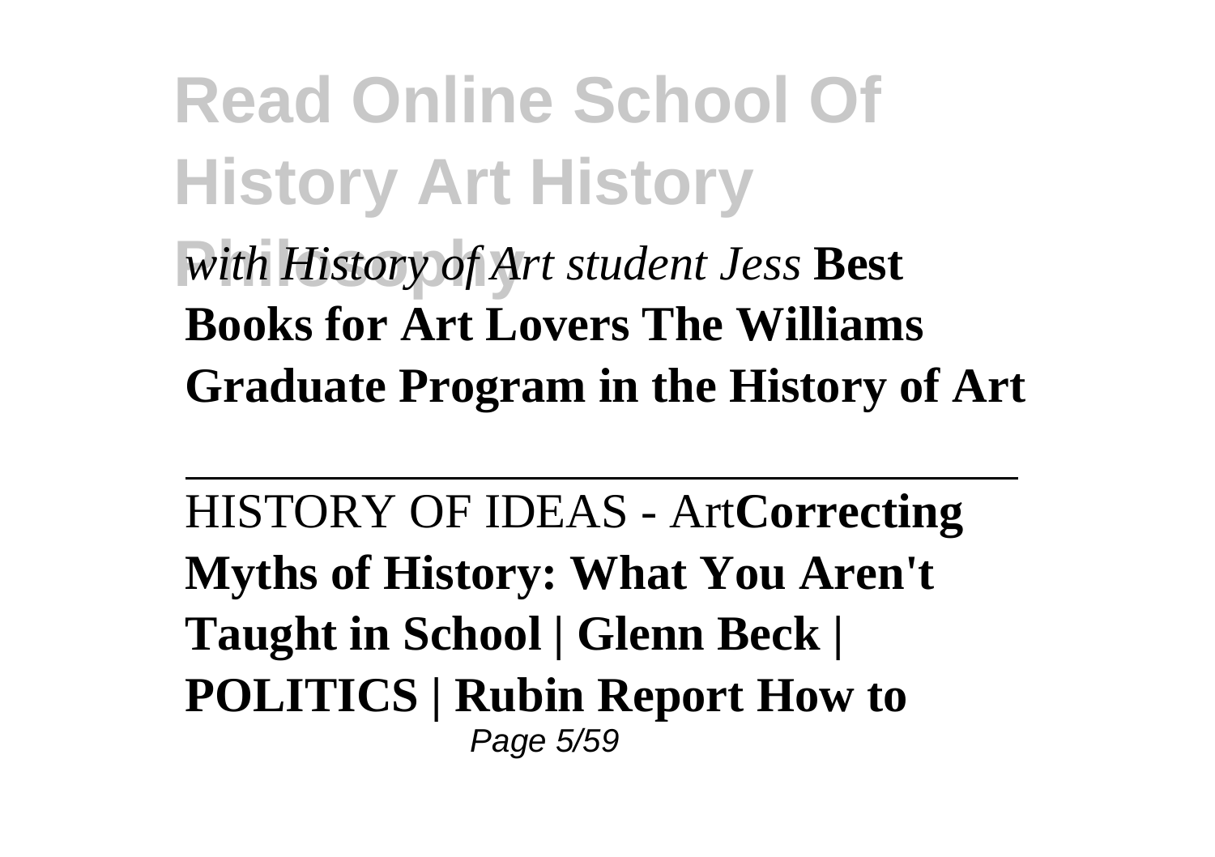*with History of Art student Jess* **Best Books for Art Lovers The Williams Graduate Program in the History of Art**

---

HISTORY OF IDEAS - Art**Correcting Myths of History: What You Aren't Taught in School | Glenn Beck | POLITICS | Rubin Report How to**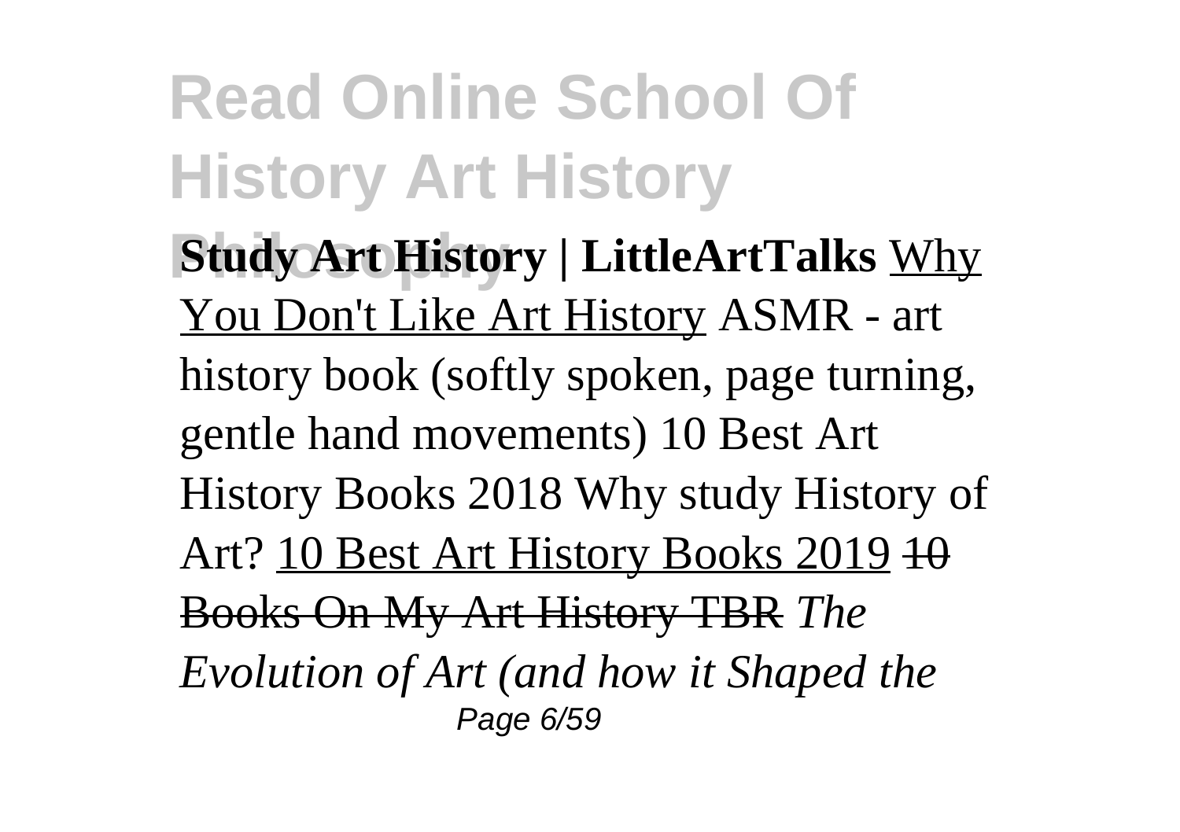**Study Art History | LittleArtTalks** Why You Don't Like Art History ASMR - art history book (softly spoken, page turning, gentle hand movements) 10 Best Art History Books 2018 Why study History of Art? 10 Best Art History Books 2019 ~~10 Books On My Art History TBR~~ *The Evolution of Art (and how it Shaped the*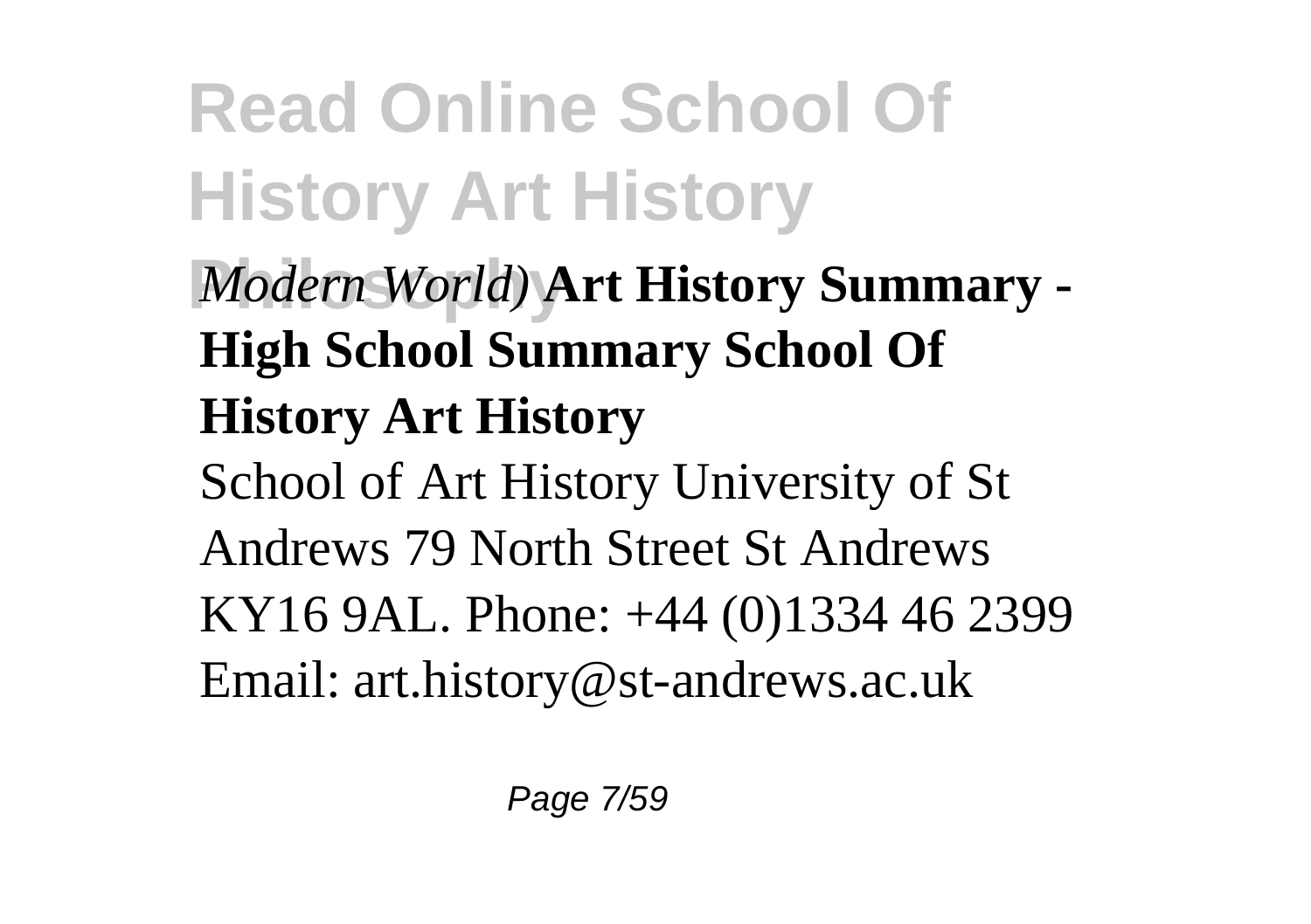*Modern World)* **Art History Summary - High School Summary School Of History Art History**

School of Art History University of St Andrews 79 North Street St Andrews KY16 9AL. Phone: +44 (0)1334 46 2399 Email: art.history@st-andrews.ac.uk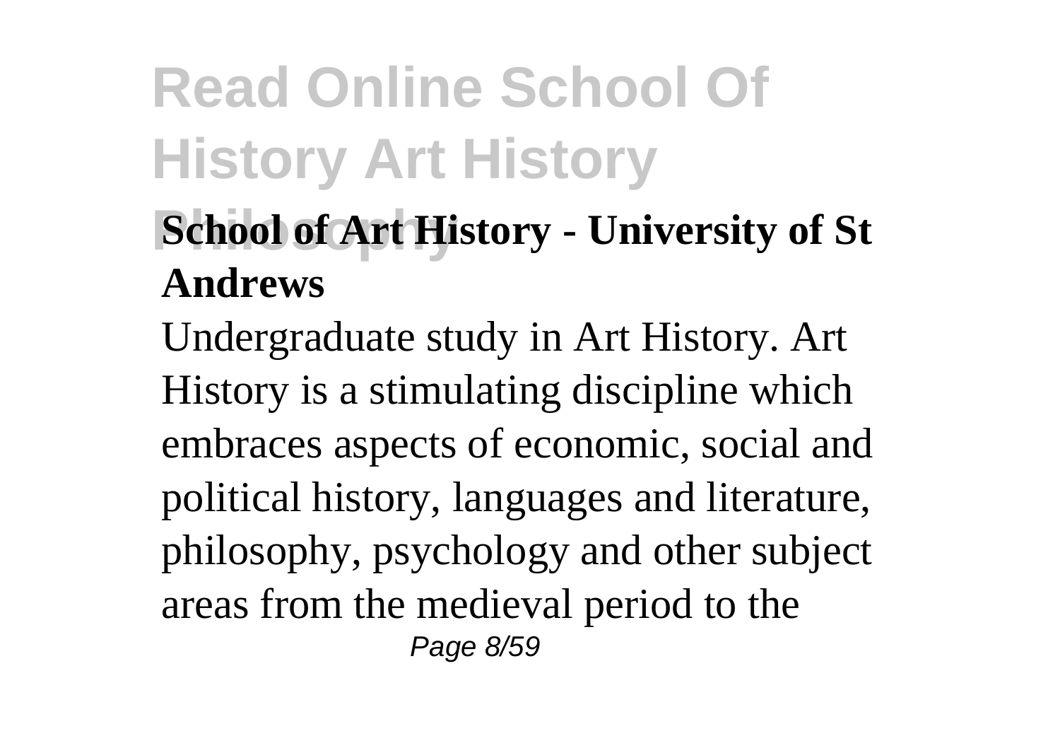**School of Art History - University of St Andrews**

Undergraduate study in Art History. Art History is a stimulating discipline which embraces aspects of economic, social and political history, languages and literature, philosophy, psychology and other subject areas from the medieval period to the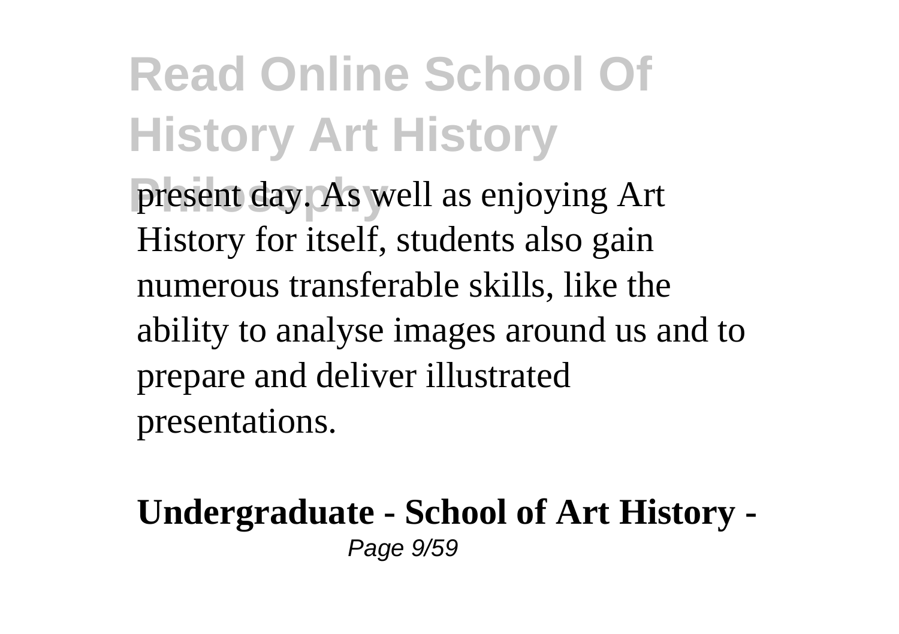present day. As well as enjoying Art History for itself, students also gain numerous transferable skills, like the ability to analyse images around us and to prepare and deliver illustrated presentations.

**Undergraduate - School of Art History -**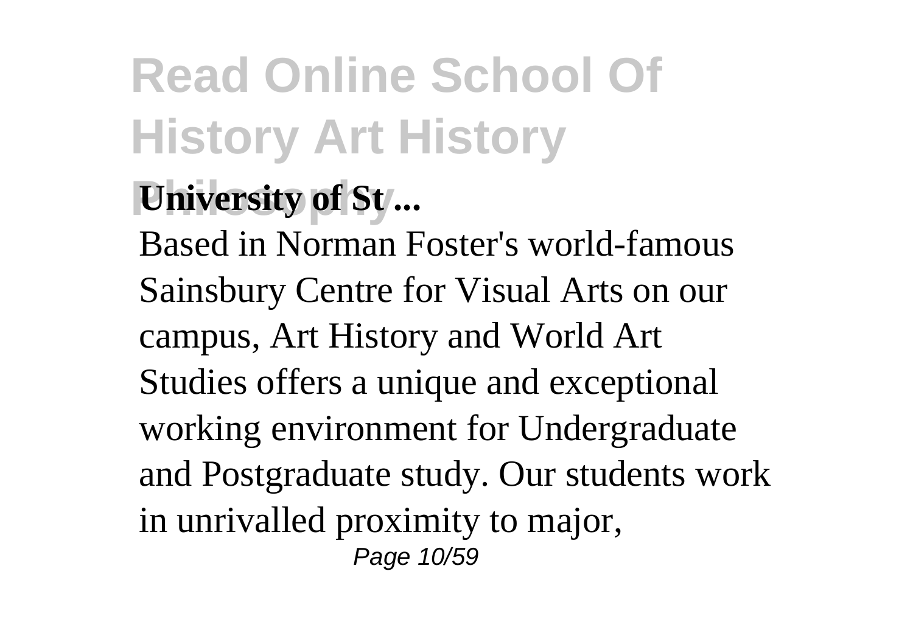**University of St ...**

Based in Norman Foster's world-famous Sainsbury Centre for Visual Arts on our campus, Art History and World Art Studies offers a unique and exceptional working environment for Undergraduate and Postgraduate study. Our students work in unrivalled proximity to major,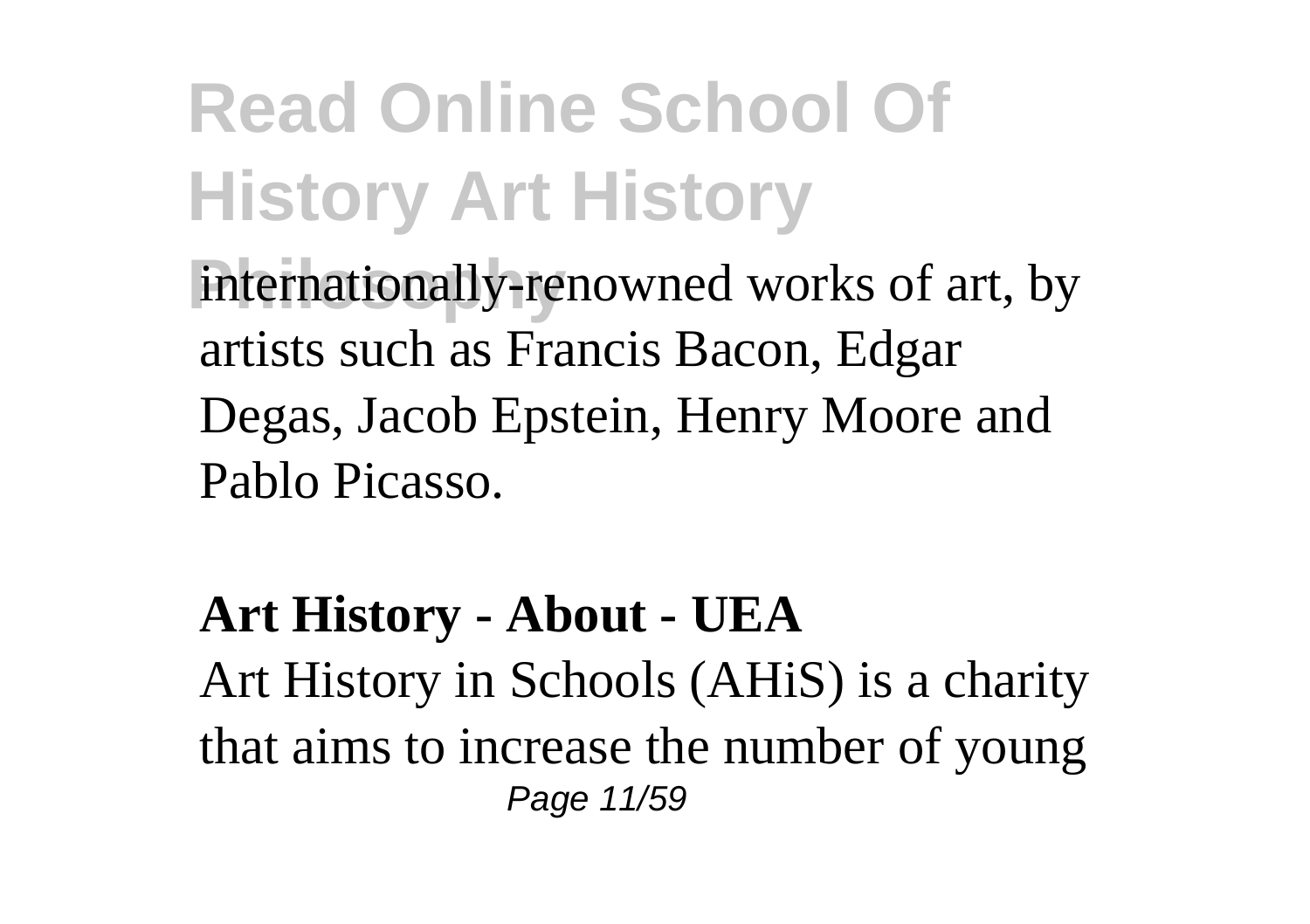internationally-renowned works of art, by artists such as Francis Bacon, Edgar Degas, Jacob Epstein, Henry Moore and Pablo Picasso.

**Art History - About - UEA**

Art History in Schools (AHiS) is a charity that aims to increase the number of young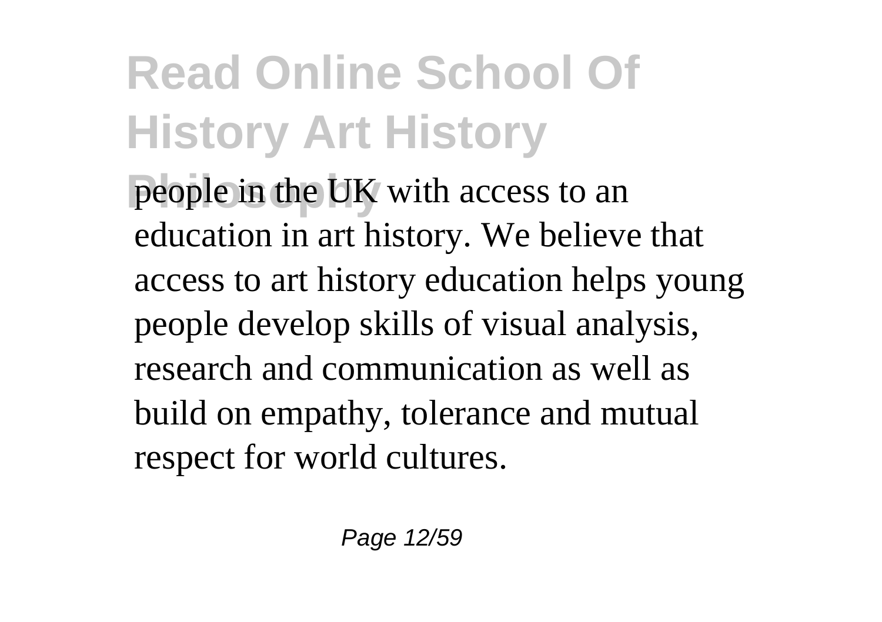people in the UK with access to an education in art history. We believe that access to art history education helps young people develop skills of visual analysis, research and communication as well as build on empathy, tolerance and mutual respect for world cultures.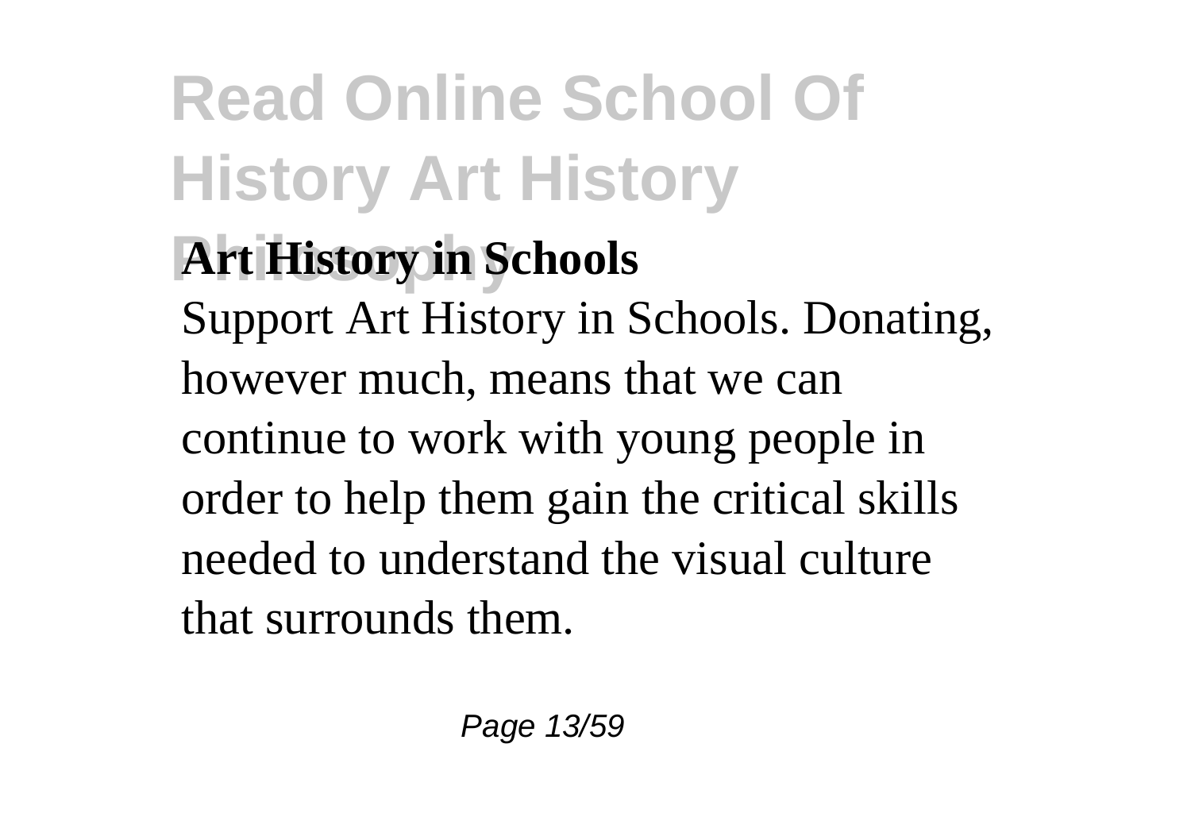**Art History in Schools**

Support Art History in Schools. Donating, however much, means that we can continue to work with young people in order to help them gain the critical skills needed to understand the visual culture that surrounds them.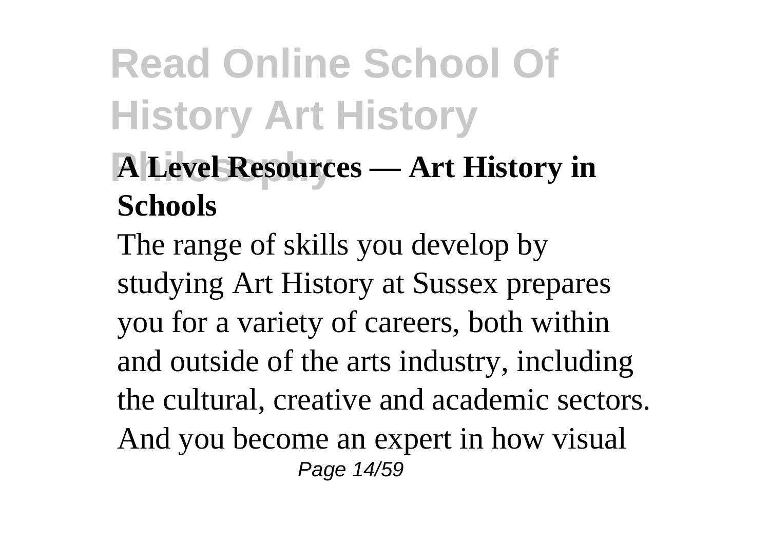### A Level Resources — Art History in Schools

The range of skills you develop by studying Art History at Sussex prepares you for a variety of careers, both within and outside of the arts industry, including the cultural, creative and academic sectors. And you become an expert in how visual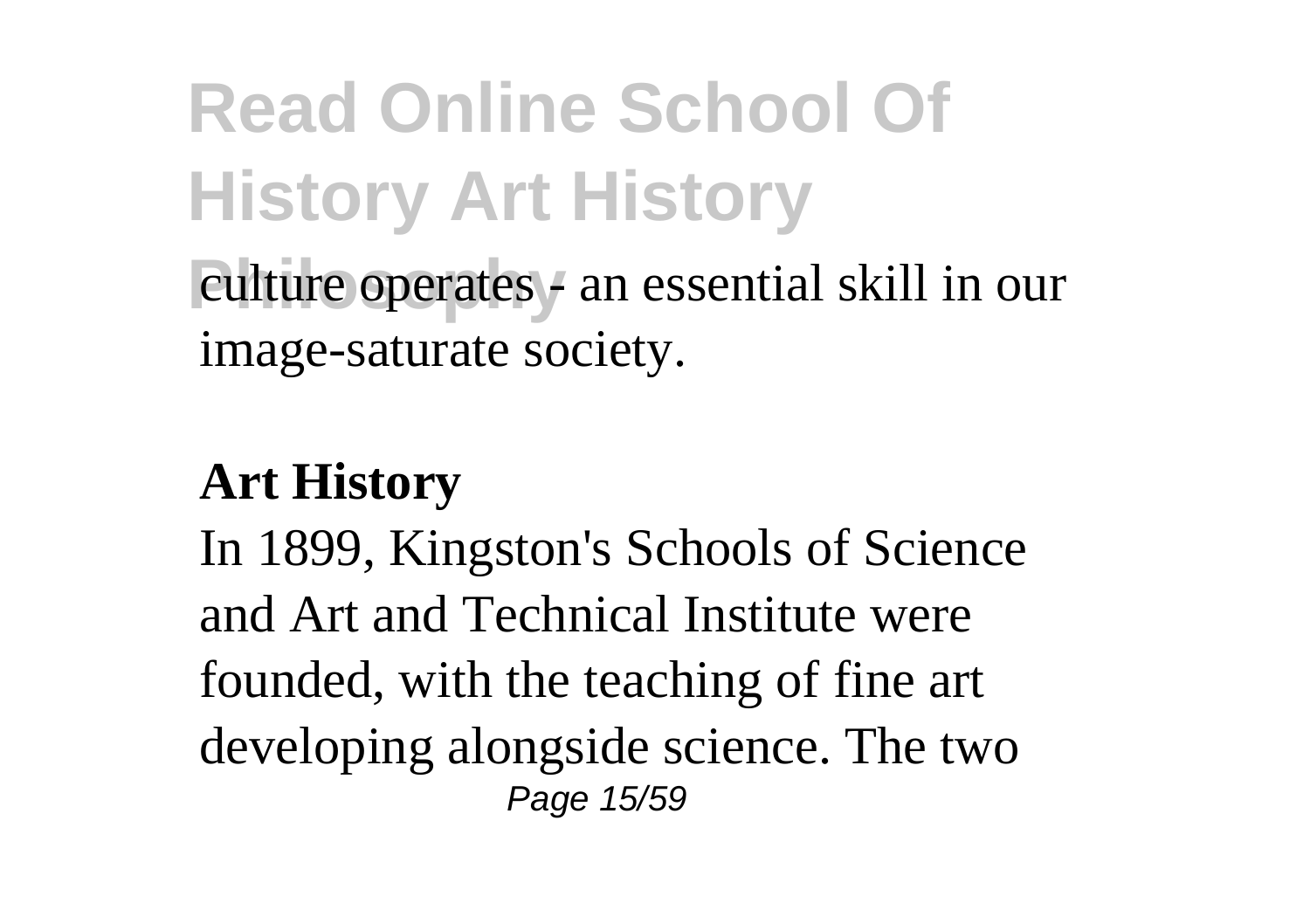culture operates - an essential skill in our image-saturate society.

**Art History**

In 1899, Kingston's Schools of Science and Art and Technical Institute were founded, with the teaching of fine art developing alongside science. The two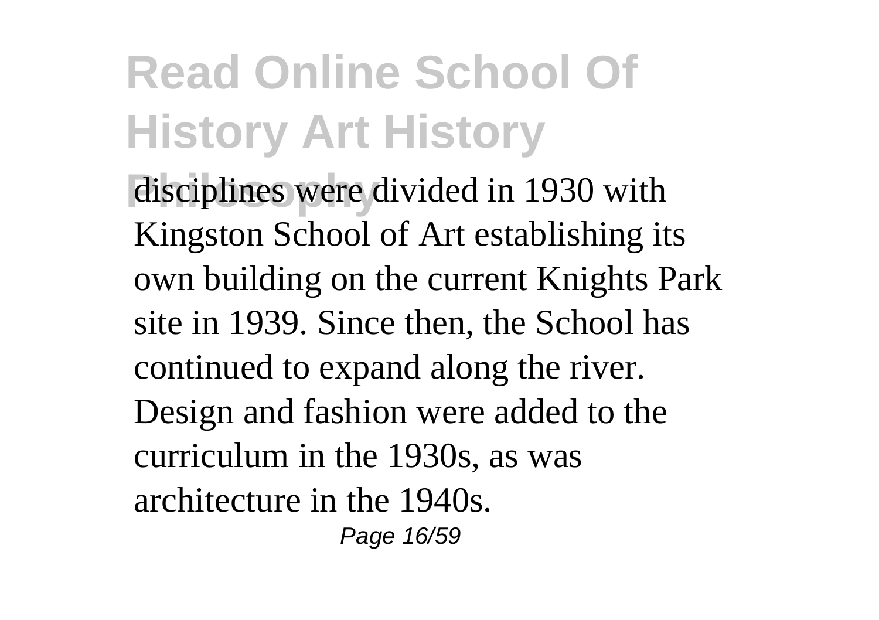disciplines were divided in 1930 with Kingston School of Art establishing its own building on the current Knights Park site in 1939. Since then, the School has continued to expand along the river. Design and fashion were added to the curriculum in the 1930s, as was architecture in the 1940s.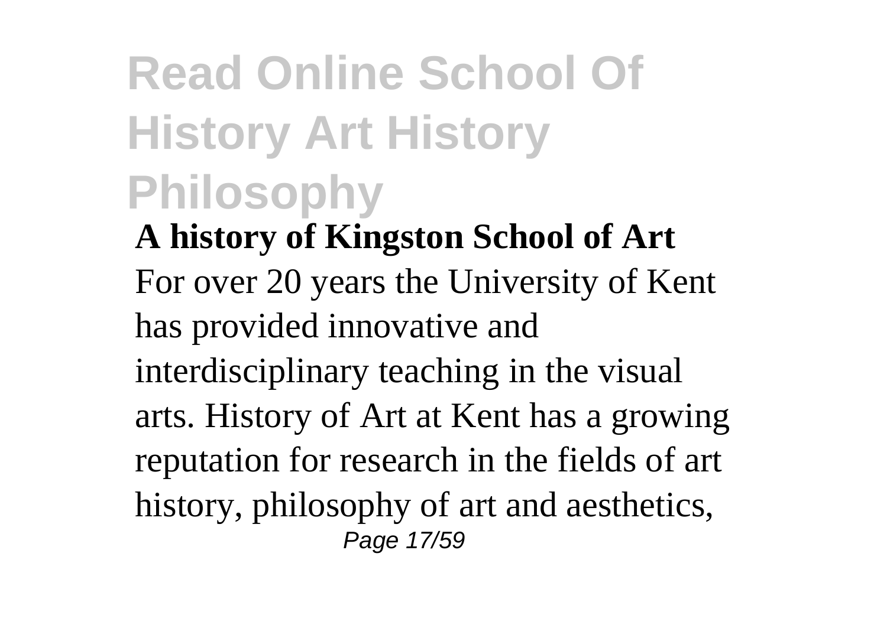**A history of Kingston School of Art**

For over 20 years the University of Kent has provided innovative and interdisciplinary teaching in the visual arts. History of Art at Kent has a growing reputation for research in the fields of art history, philosophy of art and aesthetics,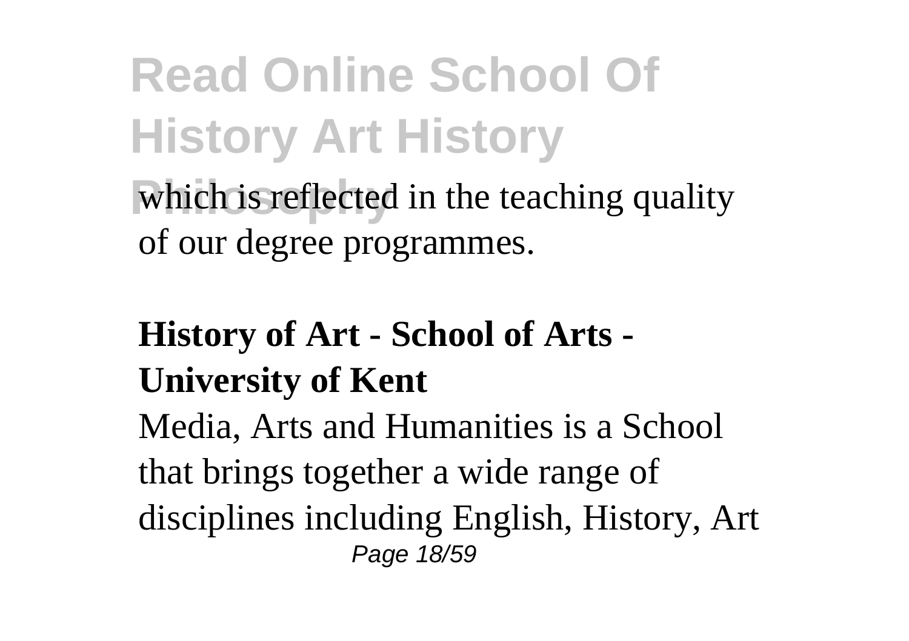which is reflected in the teaching quality of our degree programmes.

**History of Art - School of Arts - University of Kent**

Media, Arts and Humanities is a School that brings together a wide range of disciplines including English, History, Art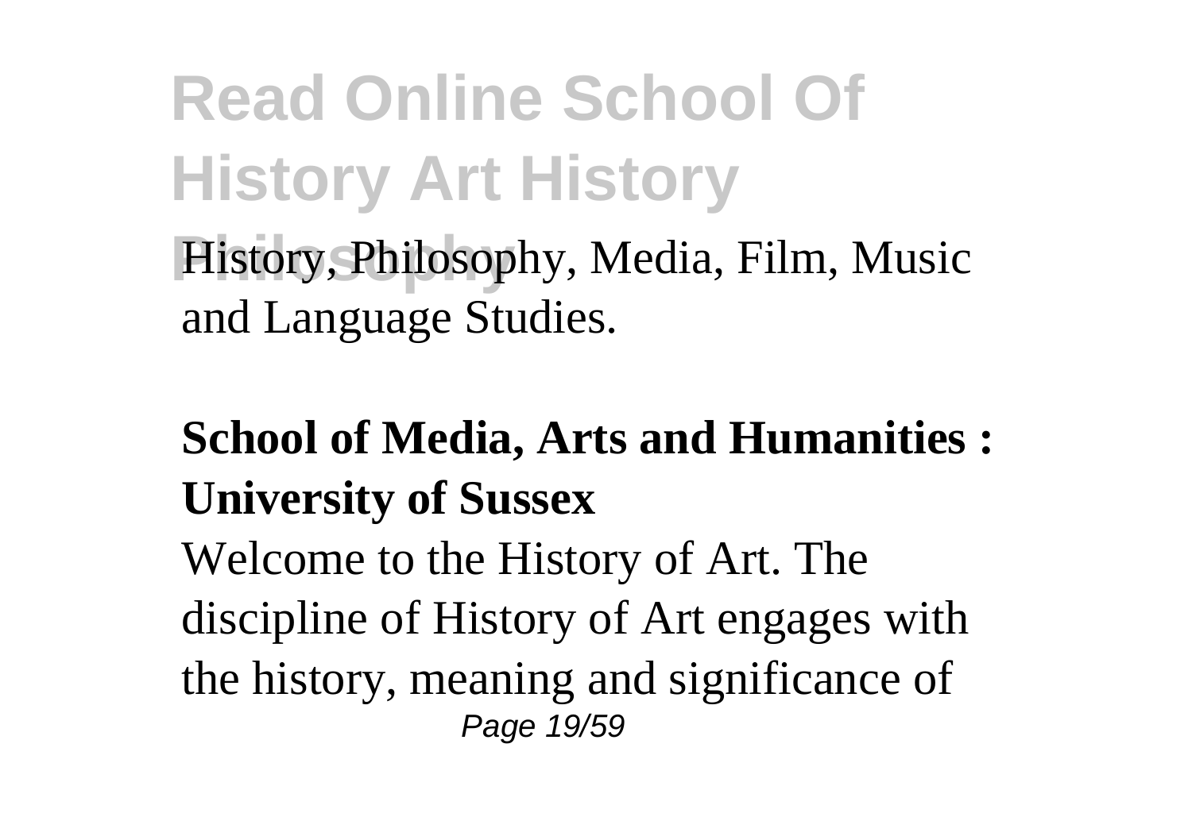History, Philosophy, Media, Film, Music and Language Studies.

**School of Media, Arts and Humanities : University of Sussex**

Welcome to the History of Art. The discipline of History of Art engages with the history, meaning and significance of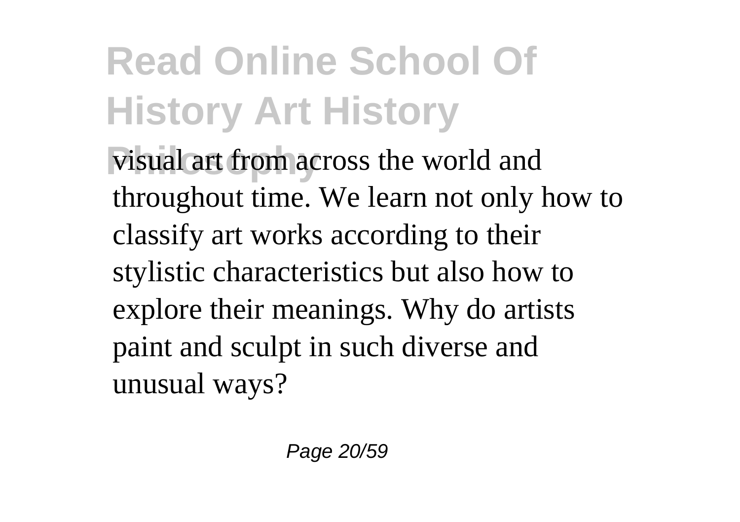visual art from across the world and throughout time. We learn not only how to classify art works according to their stylistic characteristics but also how to explore their meanings. Why do artists paint and sculpt in such diverse and unusual ways?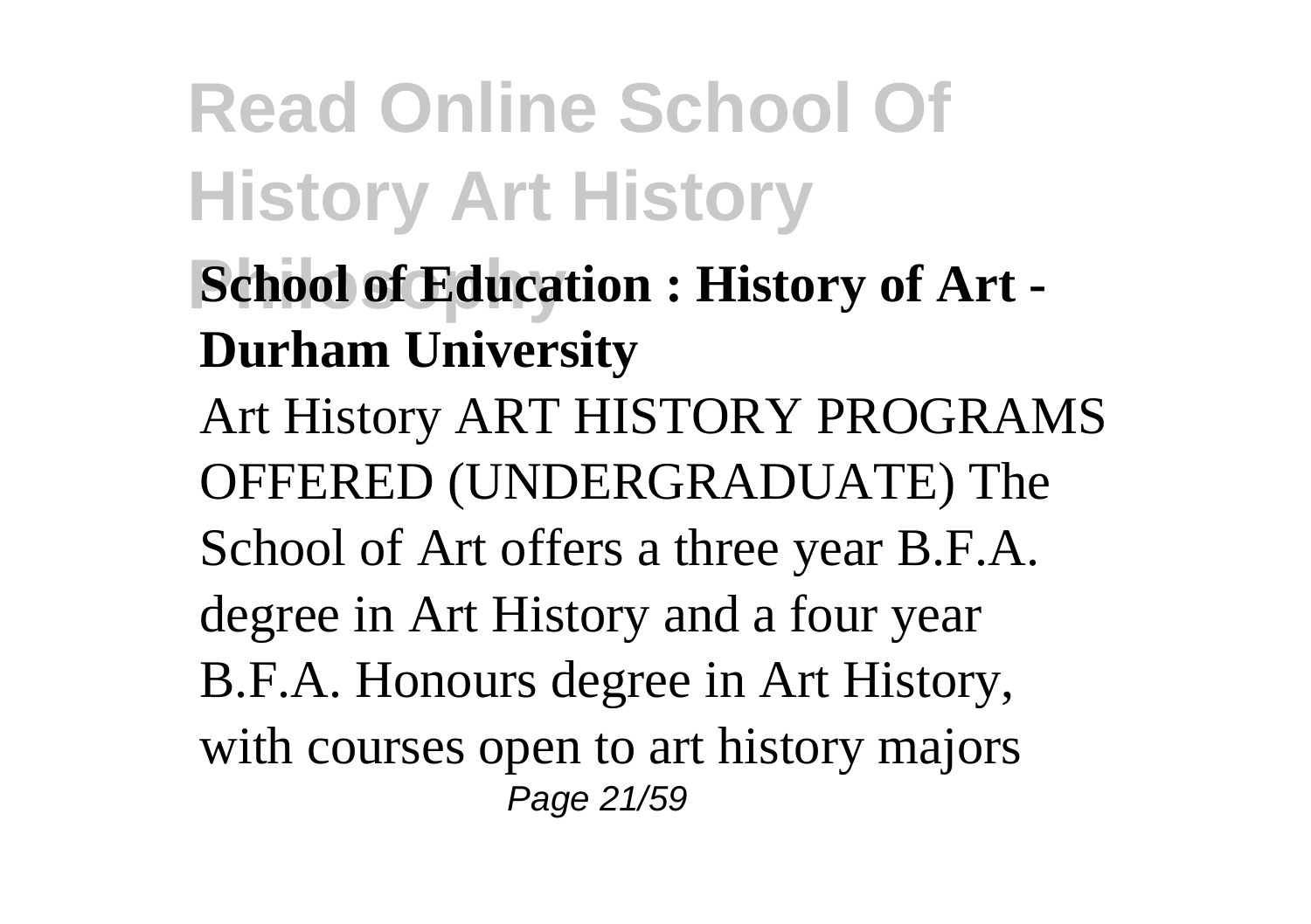**School of Education : History of Art - Durham University**

Art History ART HISTORY PROGRAMS OFFERED (UNDERGRADUATE) The School of Art offers a three year B.F.A. degree in Art History and a four year B.F.A. Honours degree in Art History, with courses open to art history majors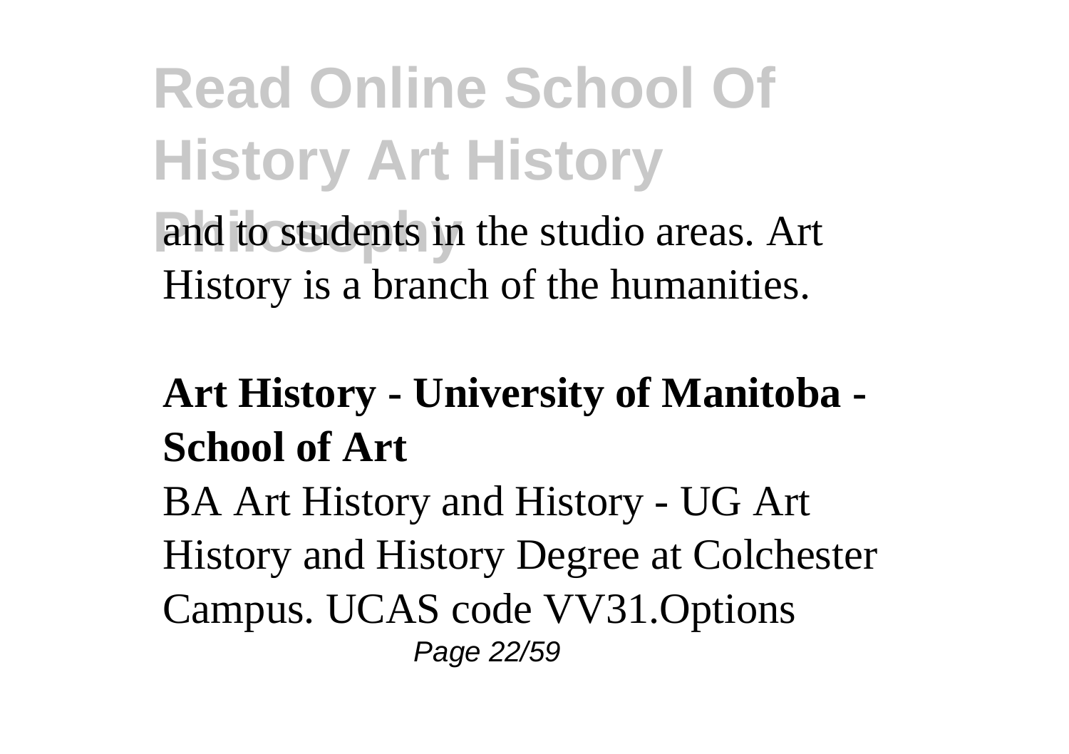and to students in the studio areas. Art History is a branch of the humanities.

**Art History - University of Manitoba - School of Art**

BA Art History and History - UG Art History and History Degree at Colchester Campus. UCAS code VV31.Options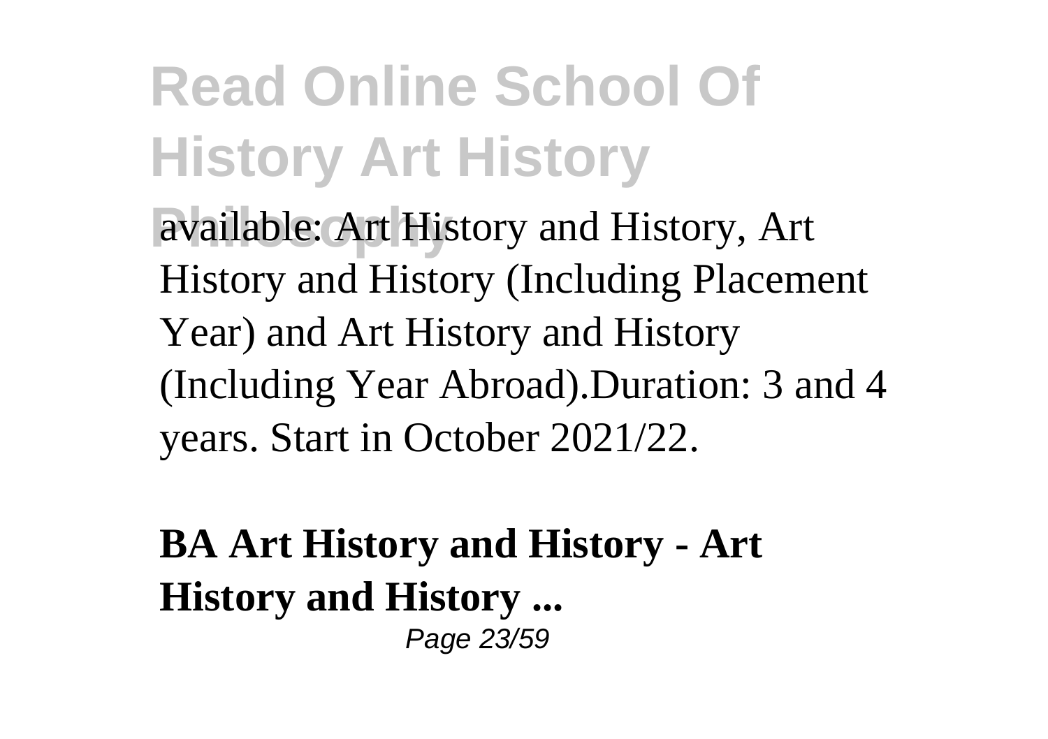available: Art History and History, Art History and History (Including Placement Year) and Art History and History (Including Year Abroad).Duration: 3 and 4 years. Start in October 2021/22.

**BA Art History and History - Art History and History ...**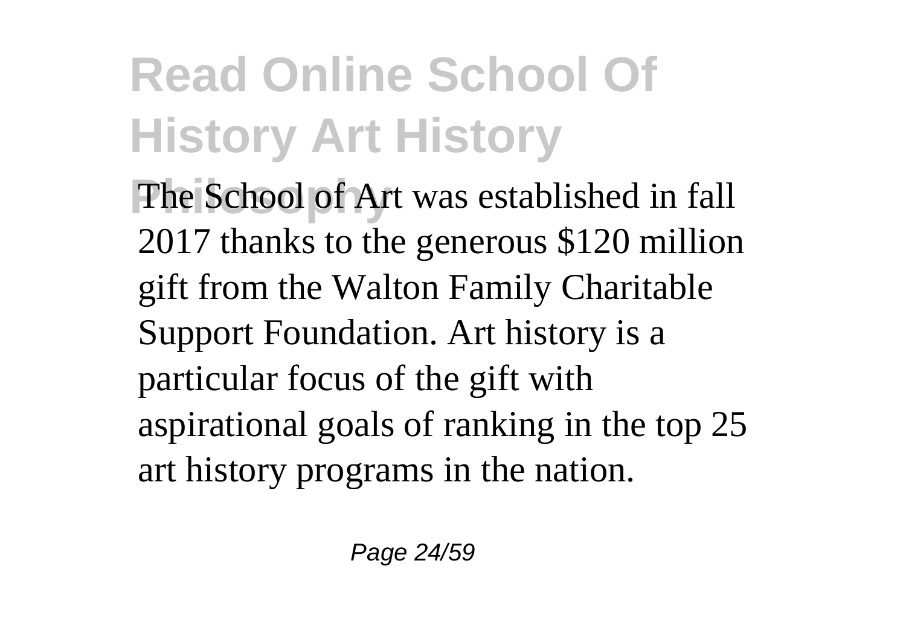The School of Art was established in fall 2017 thanks to the generous $120 million gift from the Walton Family Charitable Support Foundation. Art history is a particular focus of the gift with aspirational goals of ranking in the top 25 art history programs in the nation.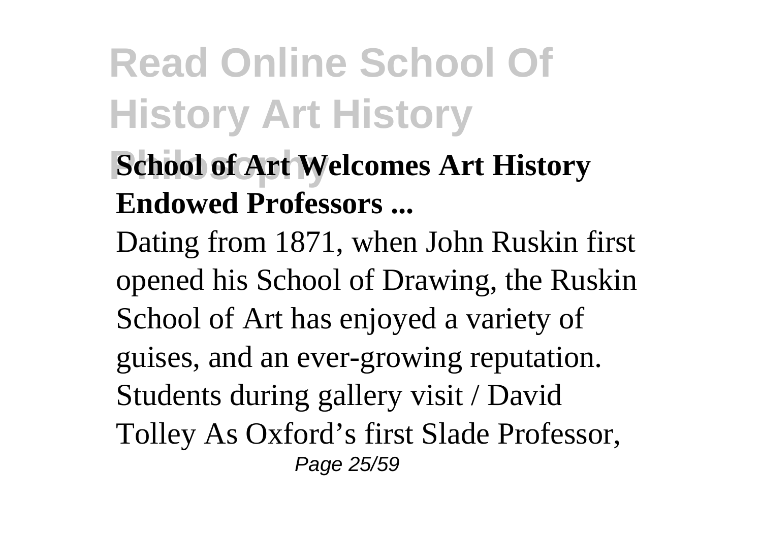**School of Art Welcomes Art History Endowed Professors ...**

Dating from 1871, when John Ruskin first opened his School of Drawing, the Ruskin School of Art has enjoyed a variety of guises, and an ever-growing reputation. Students during gallery visit / David Tolley As Oxford's first Slade Professor,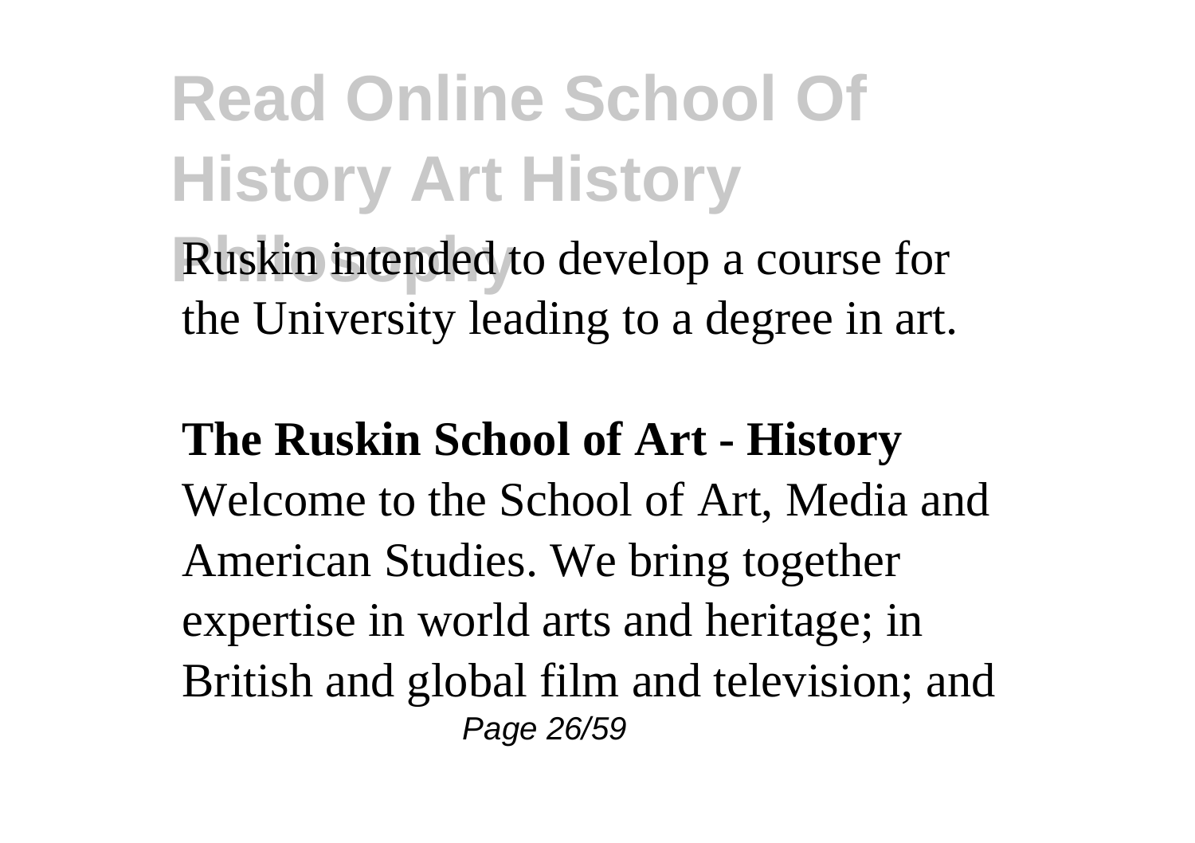Ruskin intended to develop a course for the University leading to a degree in art.

**The Ruskin School of Art - History**

Welcome to the School of Art, Media and American Studies. We bring together expertise in world arts and heritage; in British and global film and television; and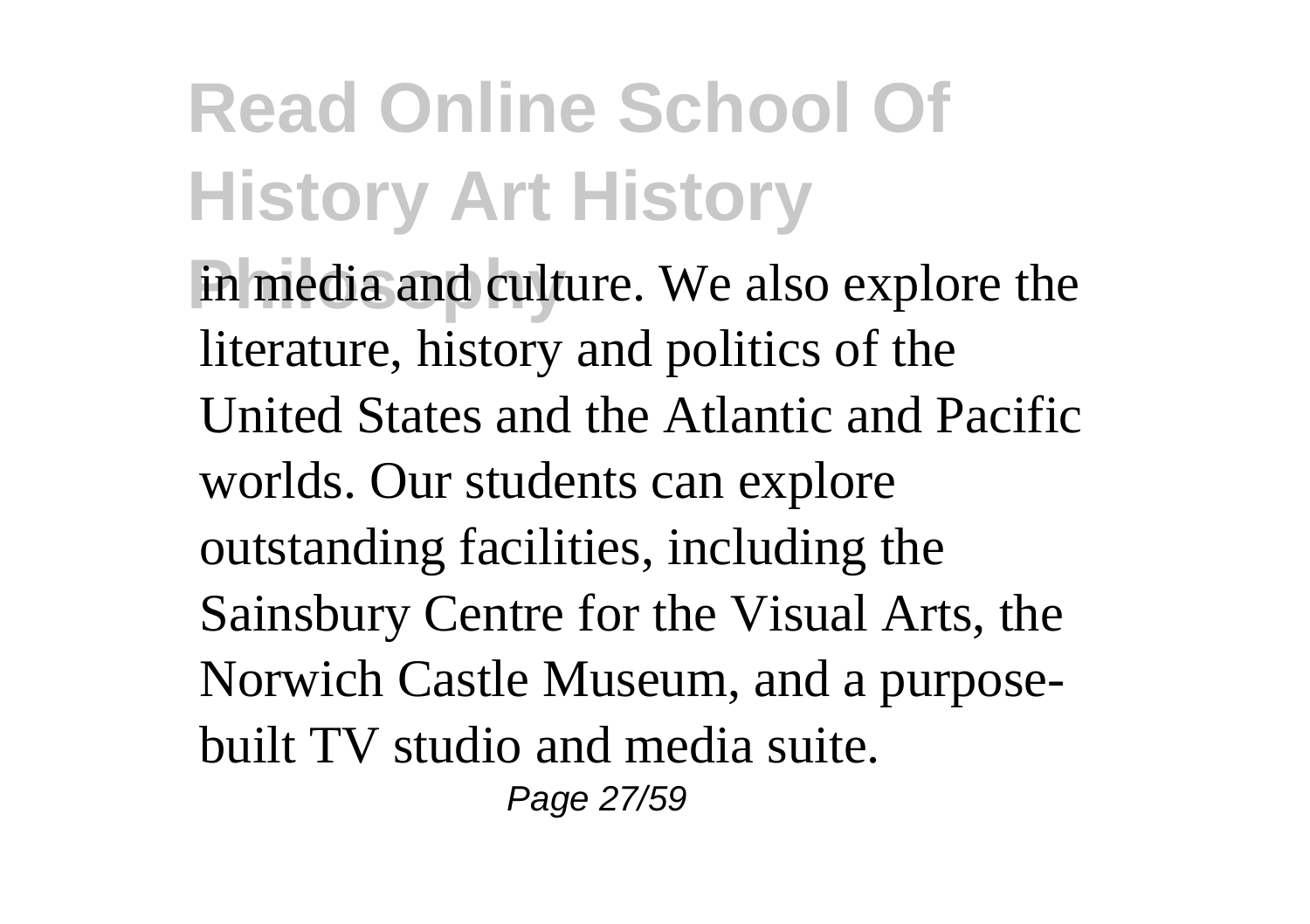in media and culture. We also explore the literature, history and politics of the United States and the Atlantic and Pacific worlds. Our students can explore outstanding facilities, including the Sainsbury Centre for the Visual Arts, the Norwich Castle Museum, and a purpose-built TV studio and media suite.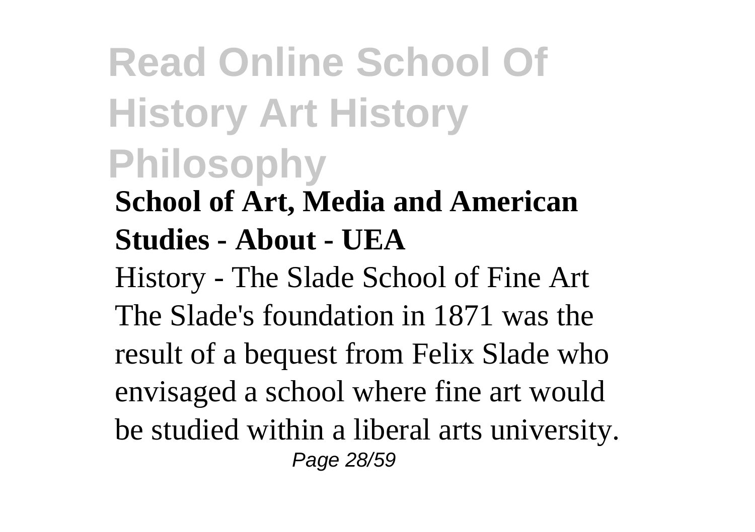# Read Online School Of History Art History Philosophy

**School of Art, Media and American Studies - About - UEA**

History - The Slade School of Fine Art The Slade's foundation in 1871 was the result of a bequest from Felix Slade who envisaged a school where fine art would be studied within a liberal arts university.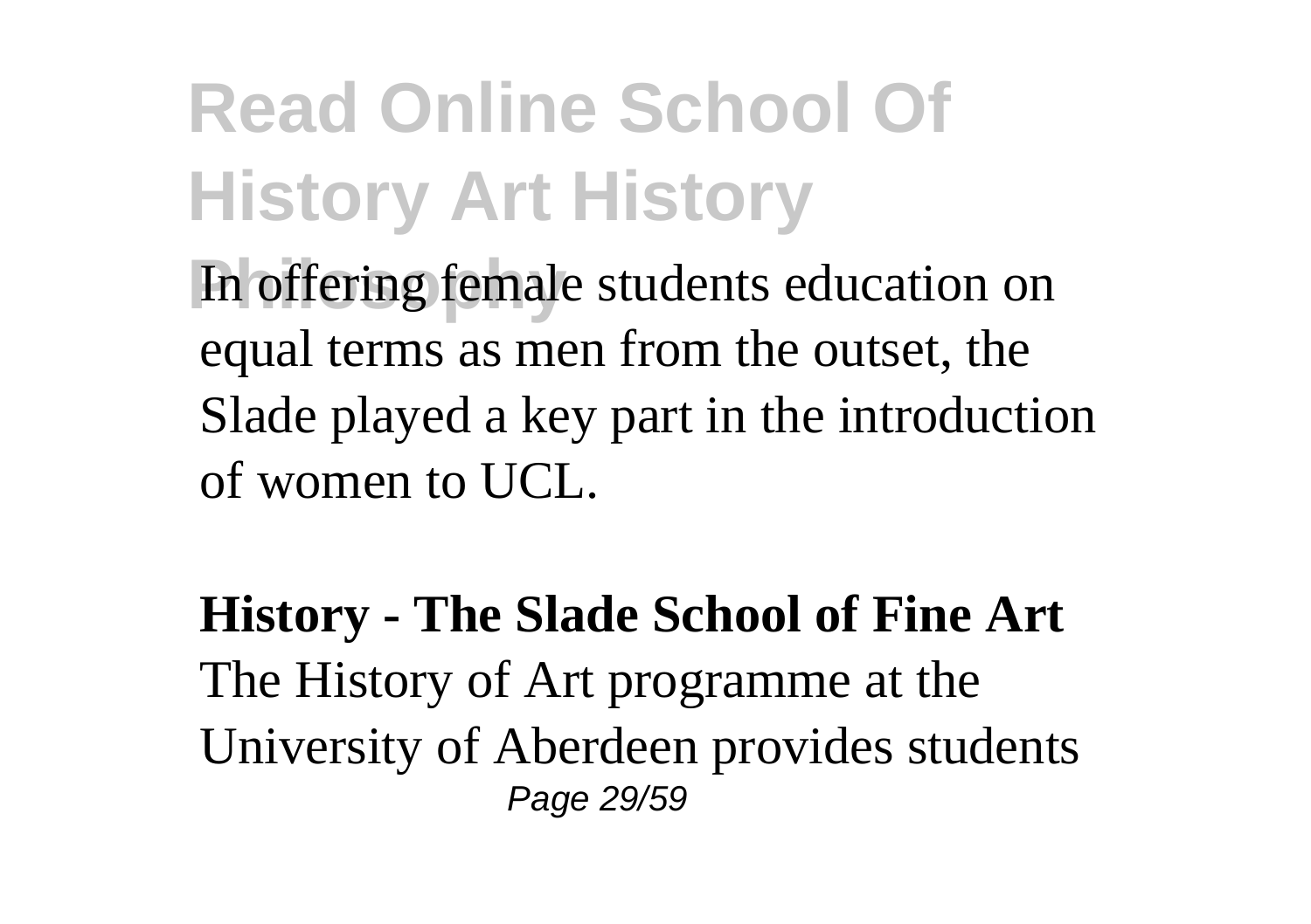In offering female students education on equal terms as men from the outset, the Slade played a key part in the introduction of women to UCL.

**History - The Slade School of Fine Art**
The History of Art programme at the University of Aberdeen provides students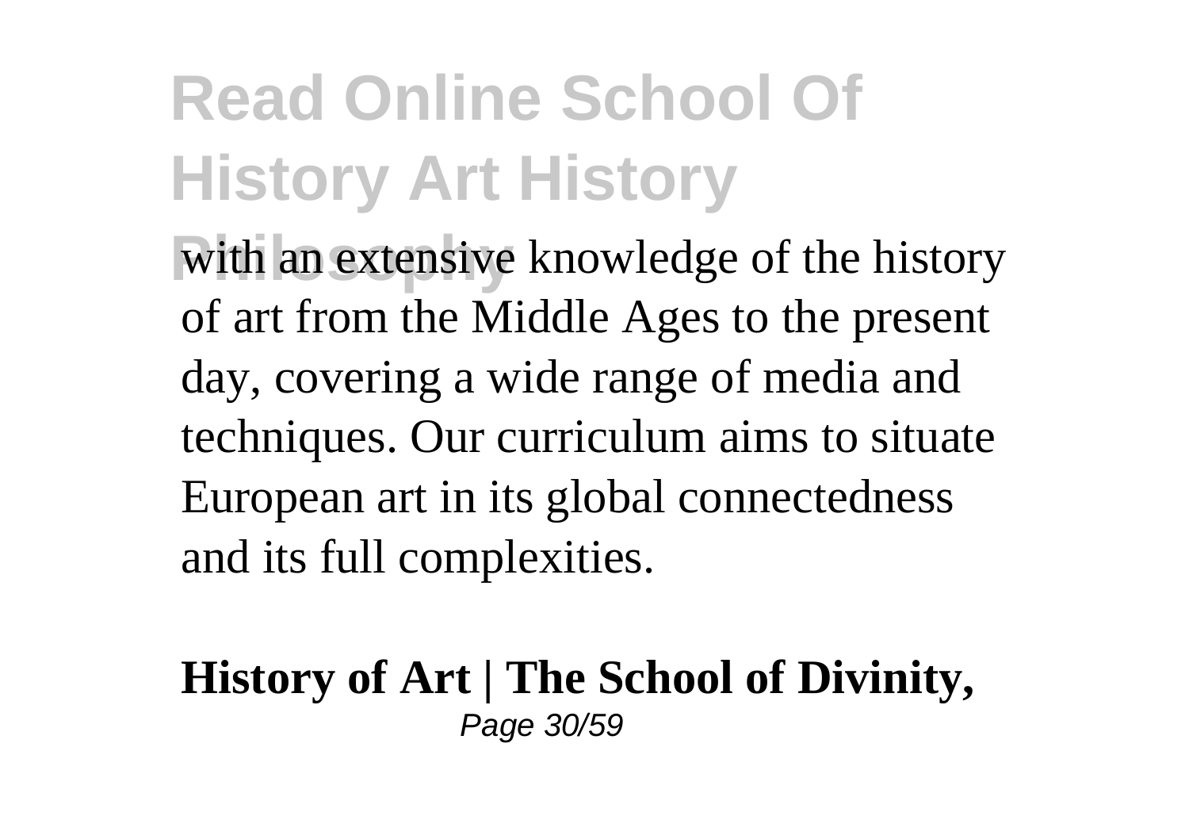with an extensive knowledge of the history of art from the Middle Ages to the present day, covering a wide range of media and techniques. Our curriculum aims to situate European art in its global connectedness and its full complexities.

**History of Art | The School of Divinity,**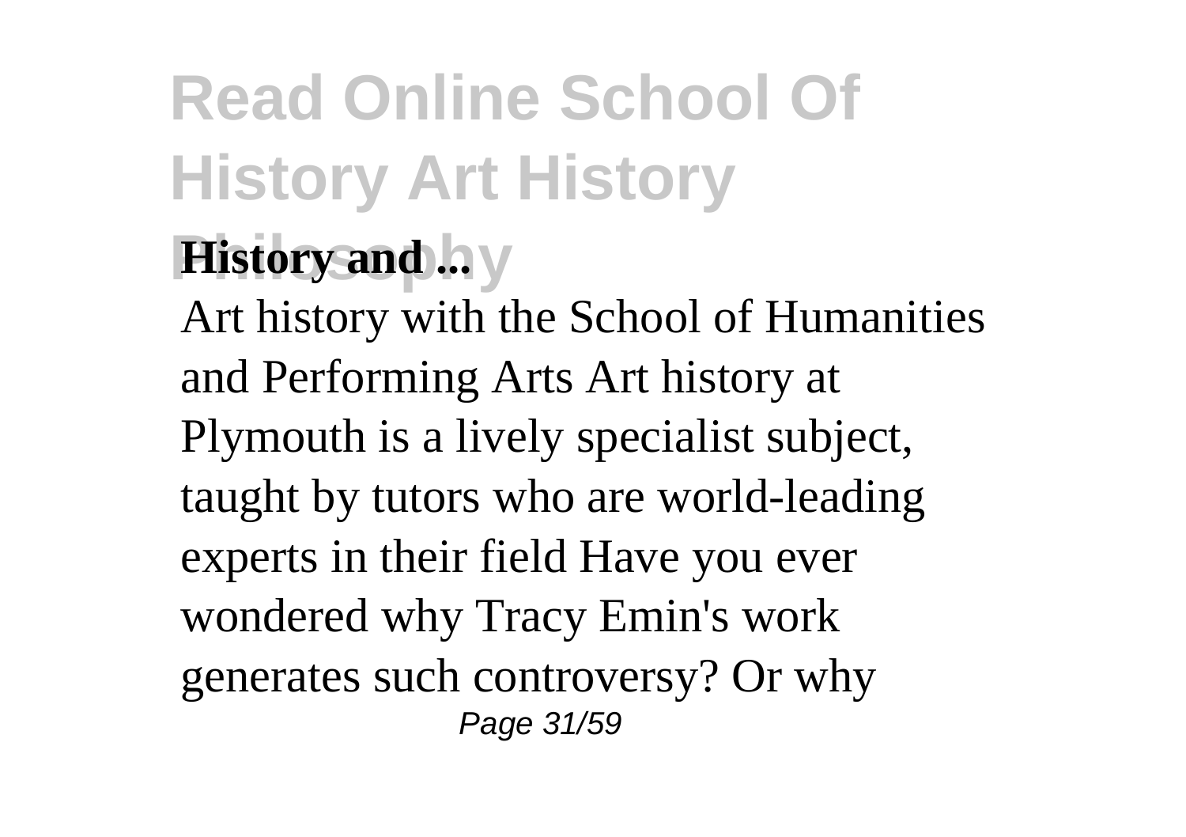**History and ...**

Art history with the School of Humanities and Performing Arts Art history at Plymouth is a lively specialist subject, taught by tutors who are world-leading experts in their field Have you ever wondered why Tracy Emin's work generates such controversy? Or why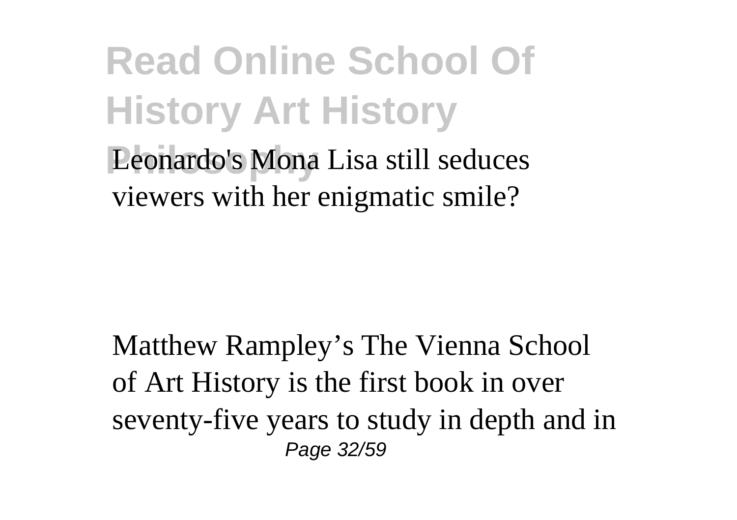Leonardo's Mona Lisa still seduces viewers with her enigmatic smile?

Matthew Rampley's The Vienna School of Art History is the first book in over seventy-five years to study in depth and in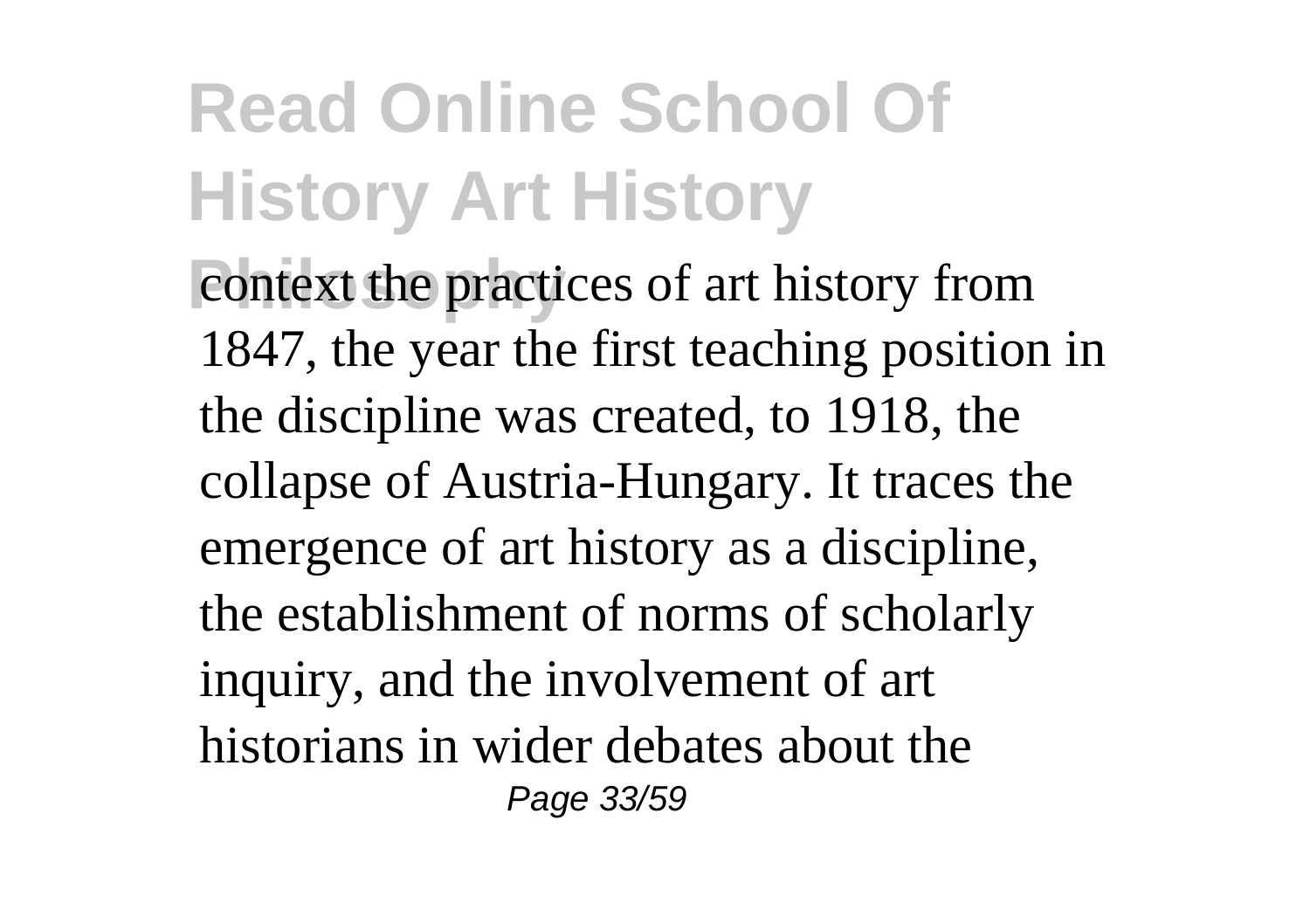context the practices of art history from 1847, the year the first teaching position in the discipline was created, to 1918, the collapse of Austria-Hungary. It traces the emergence of art history as a discipline, the establishment of norms of scholarly inquiry, and the involvement of art historians in wider debates about the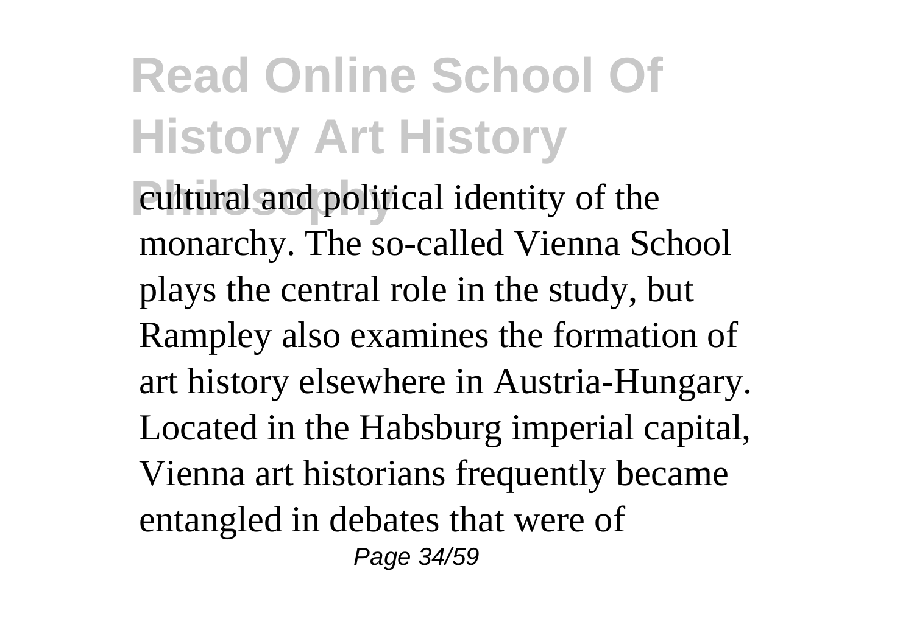cultural and political identity of the monarchy. The so-called Vienna School plays the central role in the study, but Rampley also examines the formation of art history elsewhere in Austria-Hungary. Located in the Habsburg imperial capital, Vienna art historians frequently became entangled in debates that were of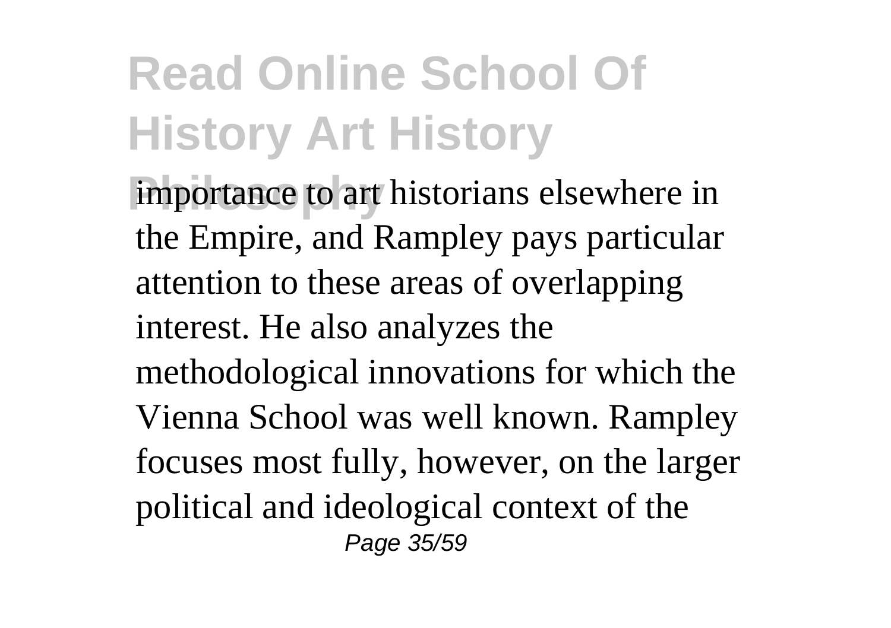importance to art historians elsewhere in the Empire, and Rampley pays particular attention to these areas of overlapping interest. He also analyzes the methodological innovations for which the Vienna School was well known. Rampley focuses most fully, however, on the larger political and ideological context of the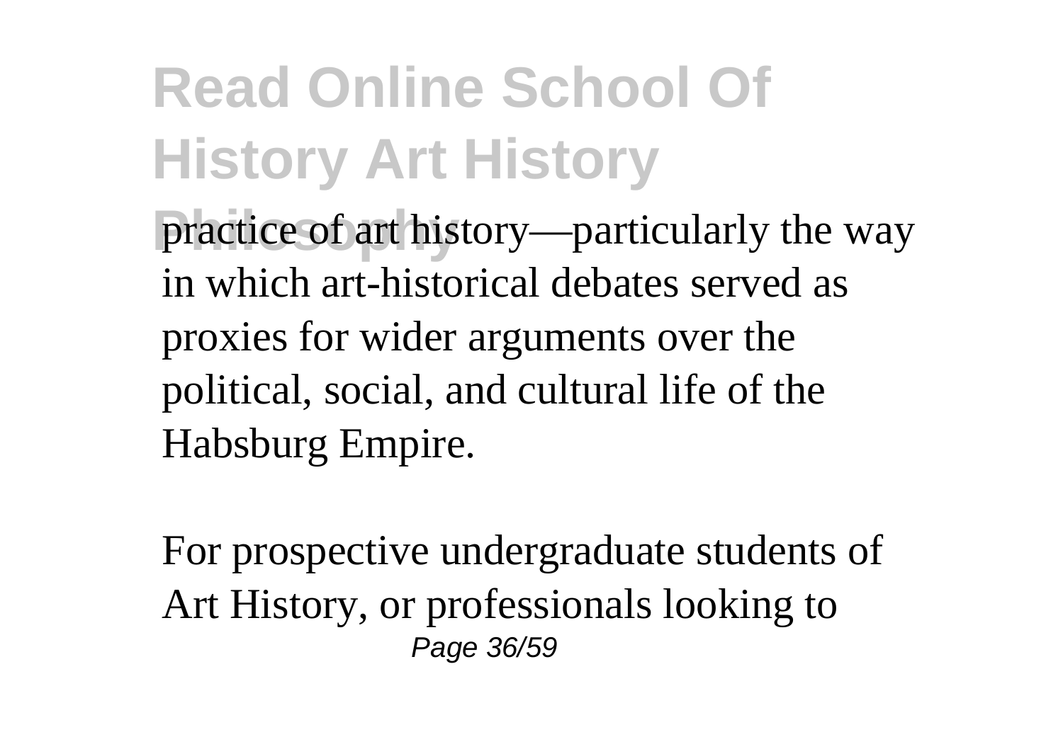practice of art history—particularly the way in which art-historical debates served as proxies for wider arguments over the political, social, and cultural life of the Habsburg Empire.

For prospective undergraduate students of Art History, or professionals looking to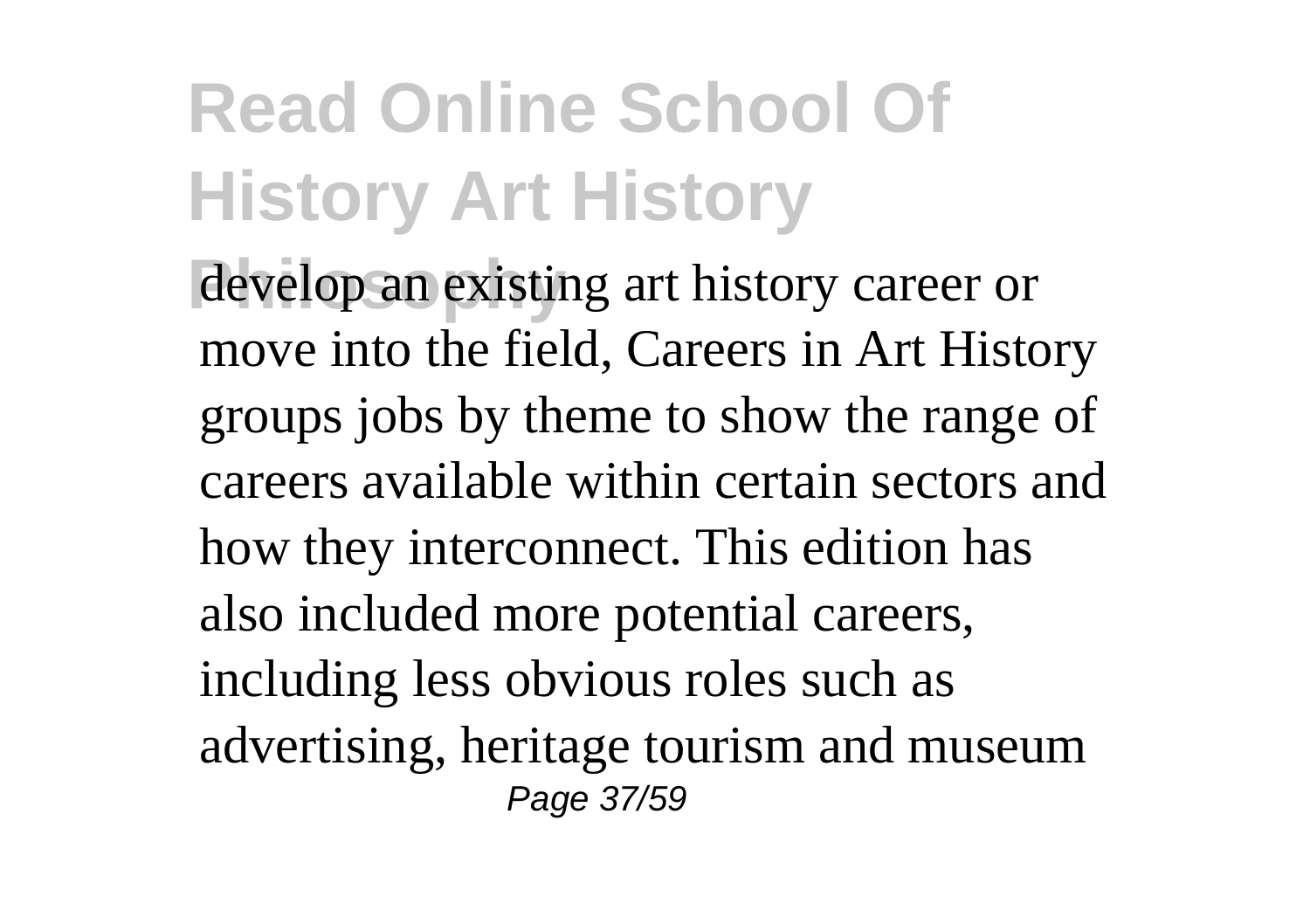develop an existing art history career or move into the field, Careers in Art History groups jobs by theme to show the range of careers available within certain sectors and how they interconnect. This edition has also included more potential careers, including less obvious roles such as advertising, heritage tourism and museum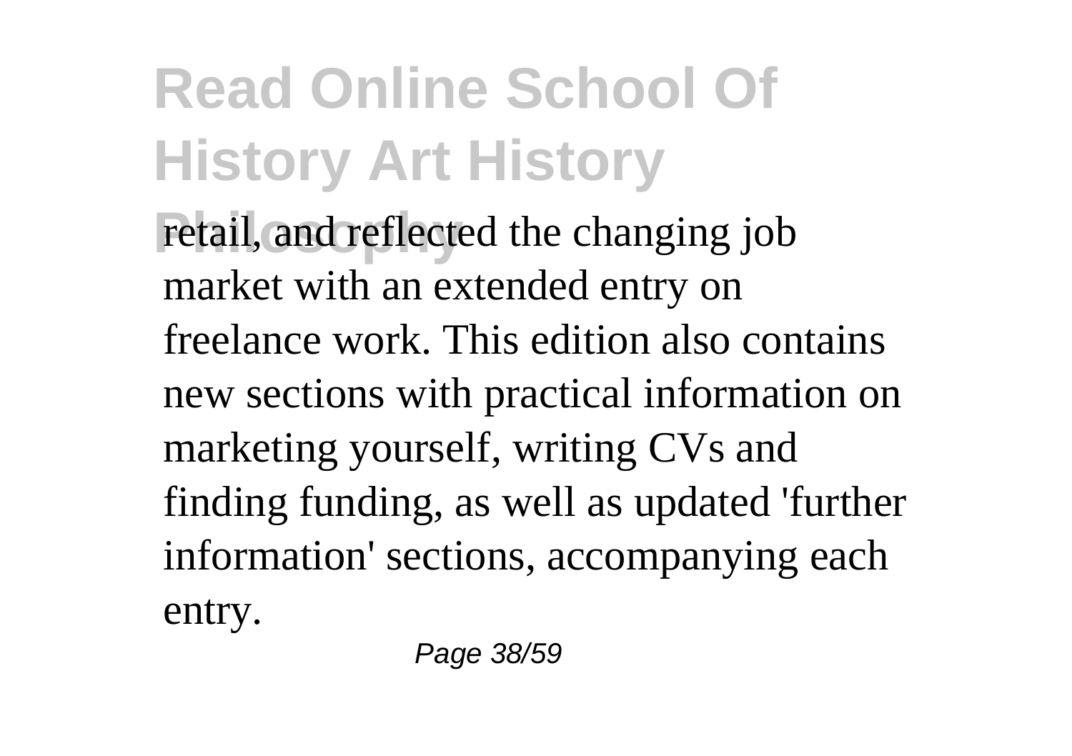retail, and reflected the changing job market with an extended entry on freelance work. This edition also contains new sections with practical information on marketing yourself, writing CVs and finding funding, as well as updated 'further information' sections, accompanying each entry.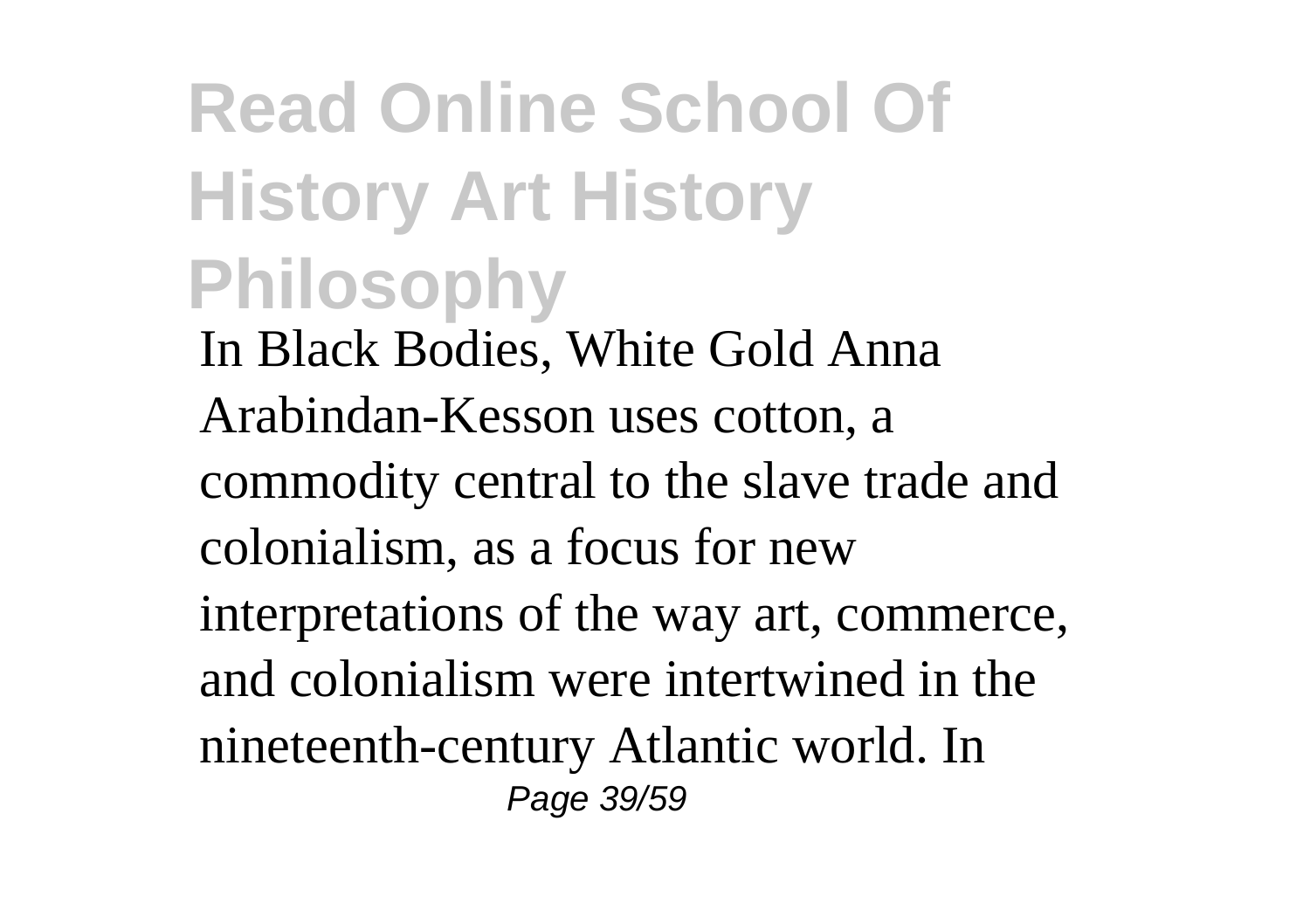# Read Online School Of History Art History Philosophy

In Black Bodies, White Gold Anna Arabindan-Kesson uses cotton, a commodity central to the slave trade and colonialism, as a focus for new interpretations of the way art, commerce, and colonialism were intertwined in the nineteenth-century Atlantic world. In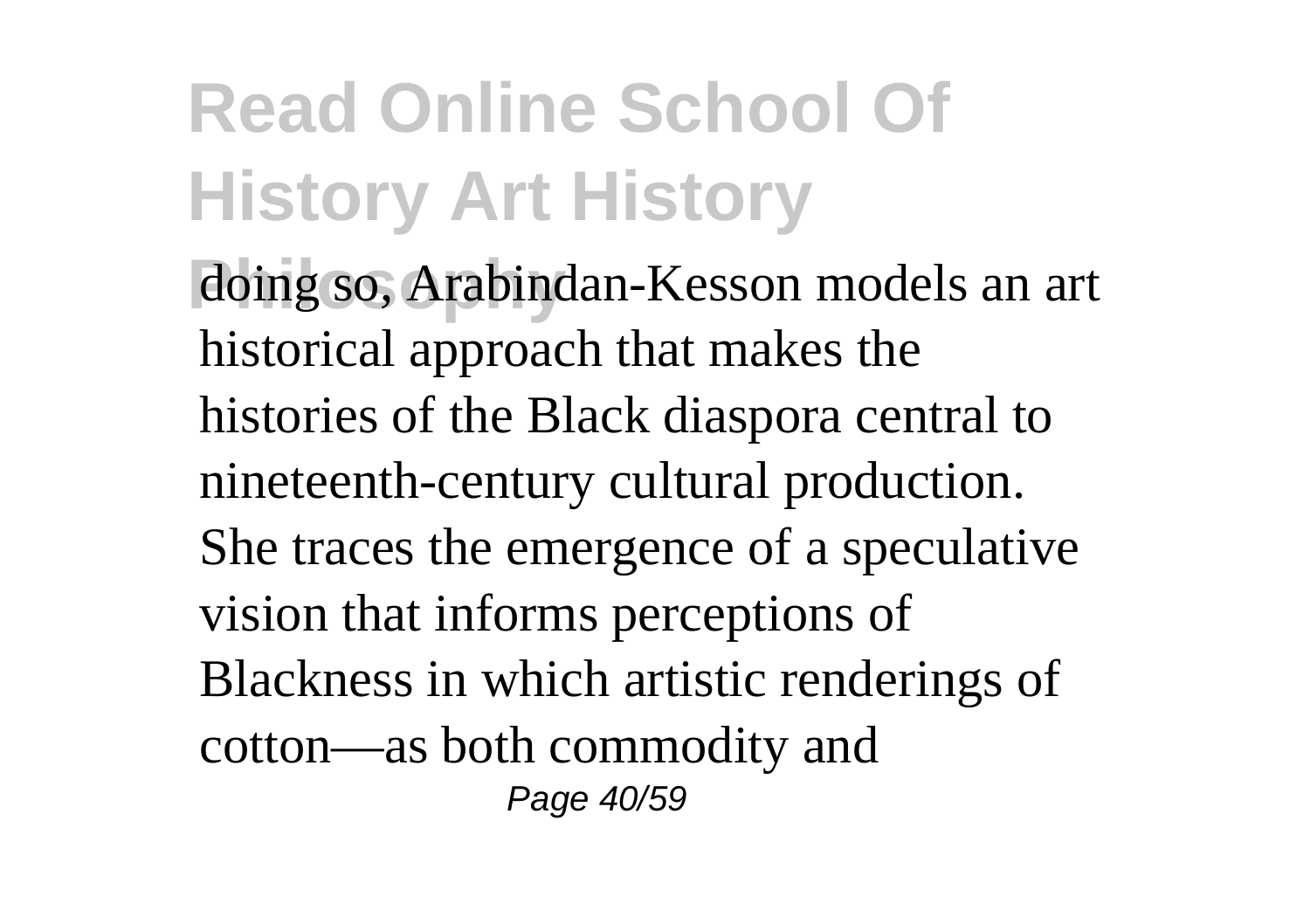doing so, Arabindan-Kesson models an art historical approach that makes the histories of the Black diaspora central to nineteenth-century cultural production. She traces the emergence of a speculative vision that informs perceptions of Blackness in which artistic renderings of cotton—as both commodity and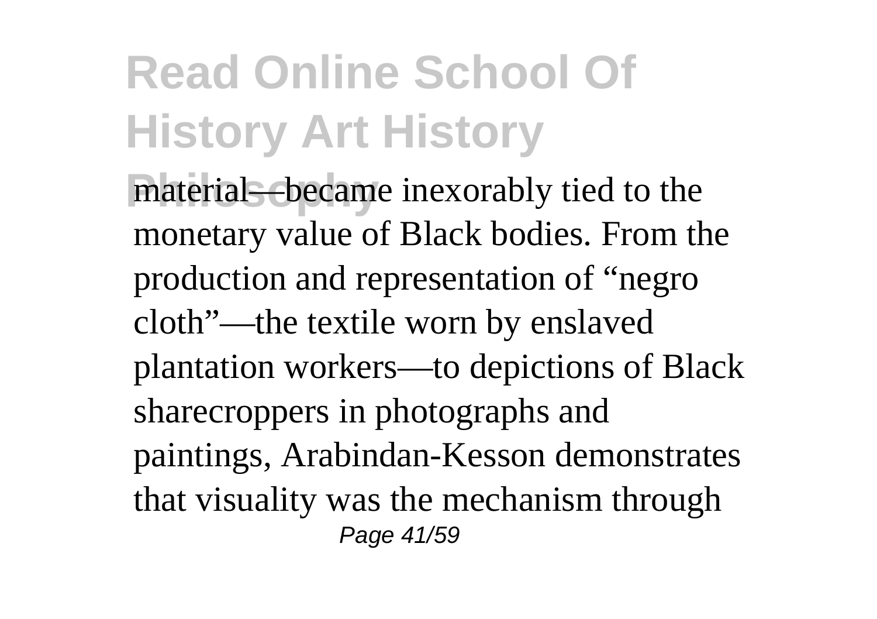material—became inexorably tied to the monetary value of Black bodies. From the production and representation of “negro cloth”—the textile worn by enslaved plantation workers—to depictions of Black sharecroppers in photographs and paintings, Arabindan-Kesson demonstrates that visuality was the mechanism through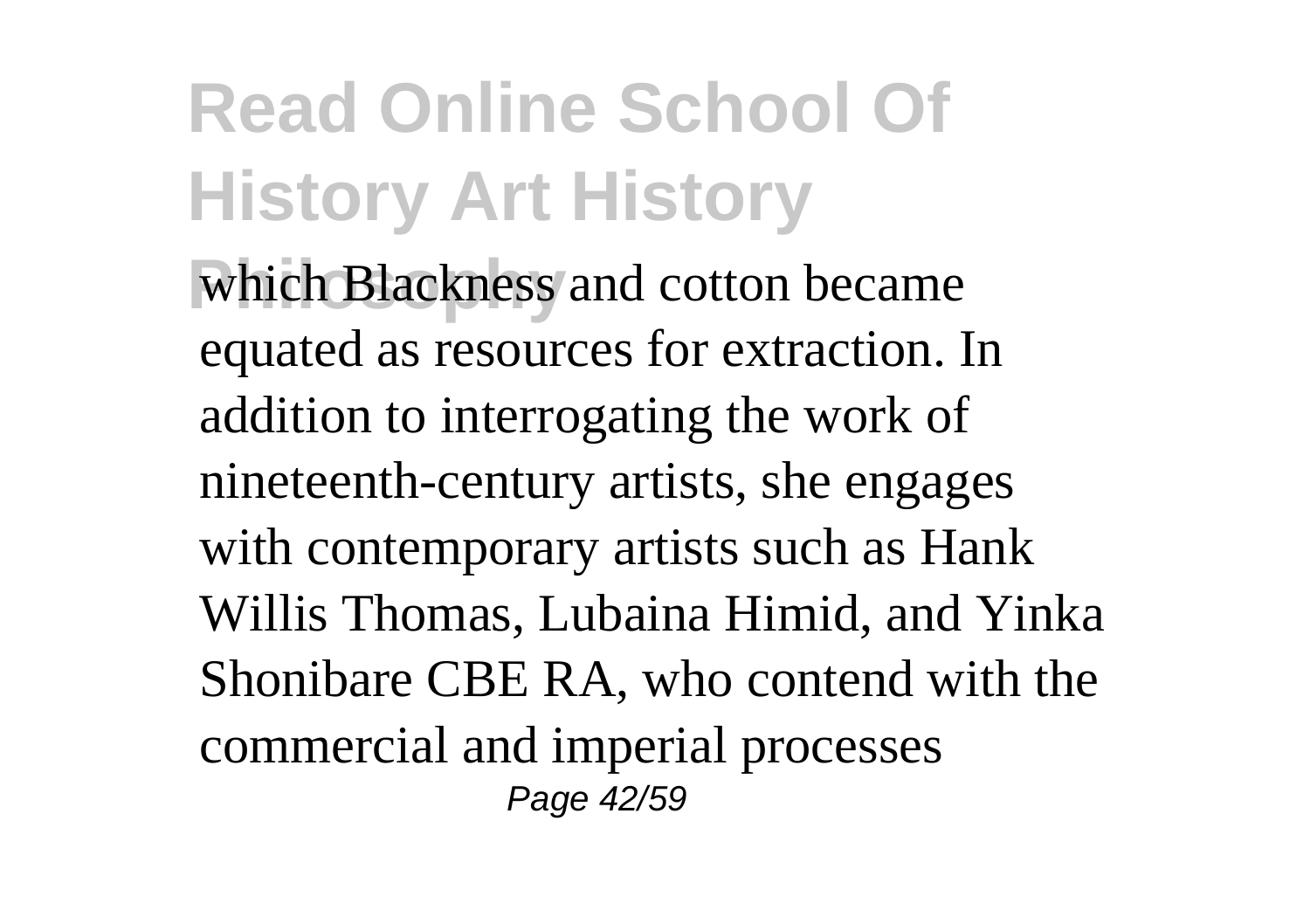which Blackness and cotton became equated as resources for extraction. In addition to interrogating the work of nineteenth-century artists, she engages with contemporary artists such as Hank Willis Thomas, Lubaina Himid, and Yinka Shonibare CBE RA, who contend with the commercial and imperial processes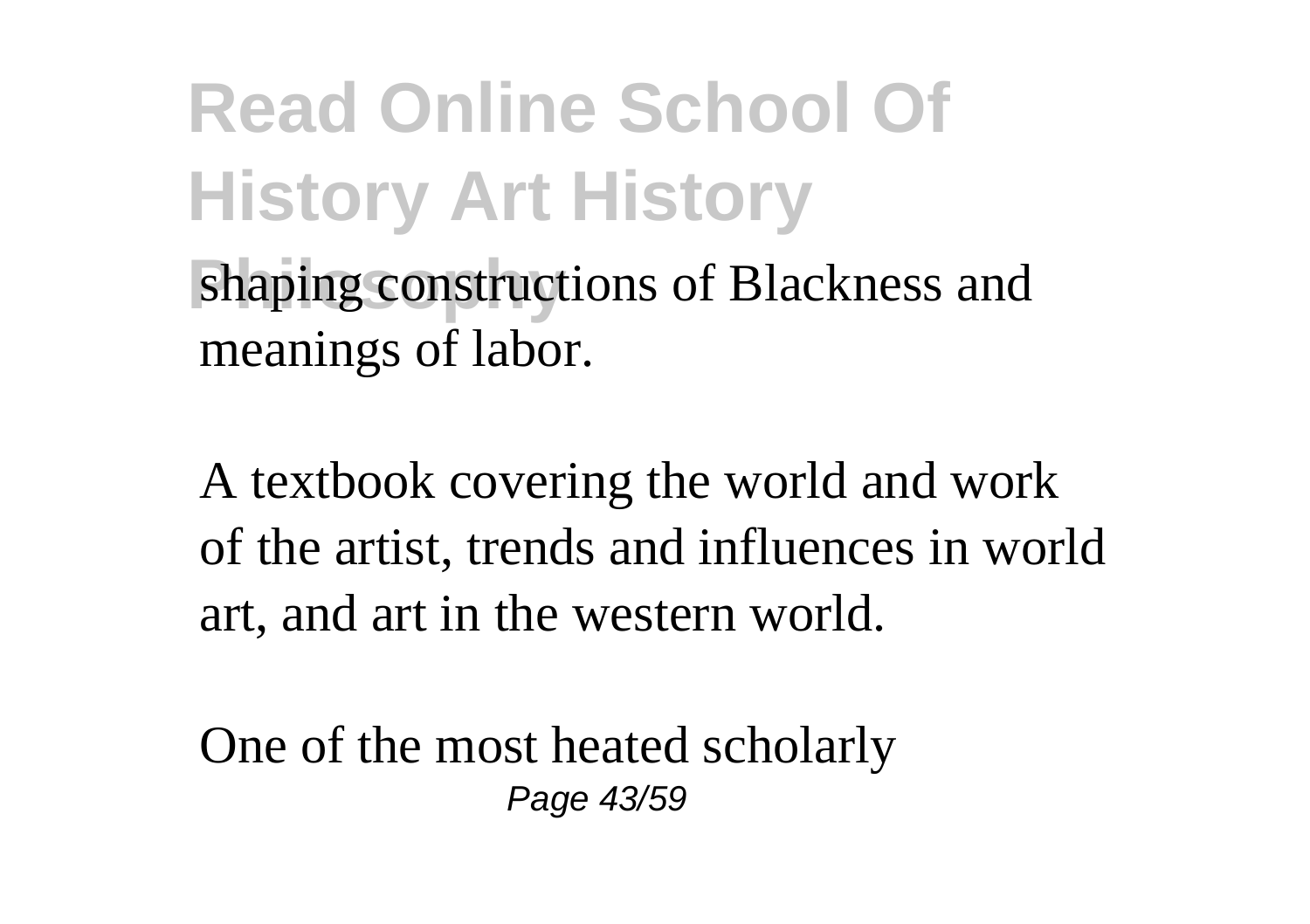shaping constructions of Blackness and meanings of labor.

A textbook covering the world and work of the artist, trends and influences in world art, and art in the western world.

One of the most heated scholarly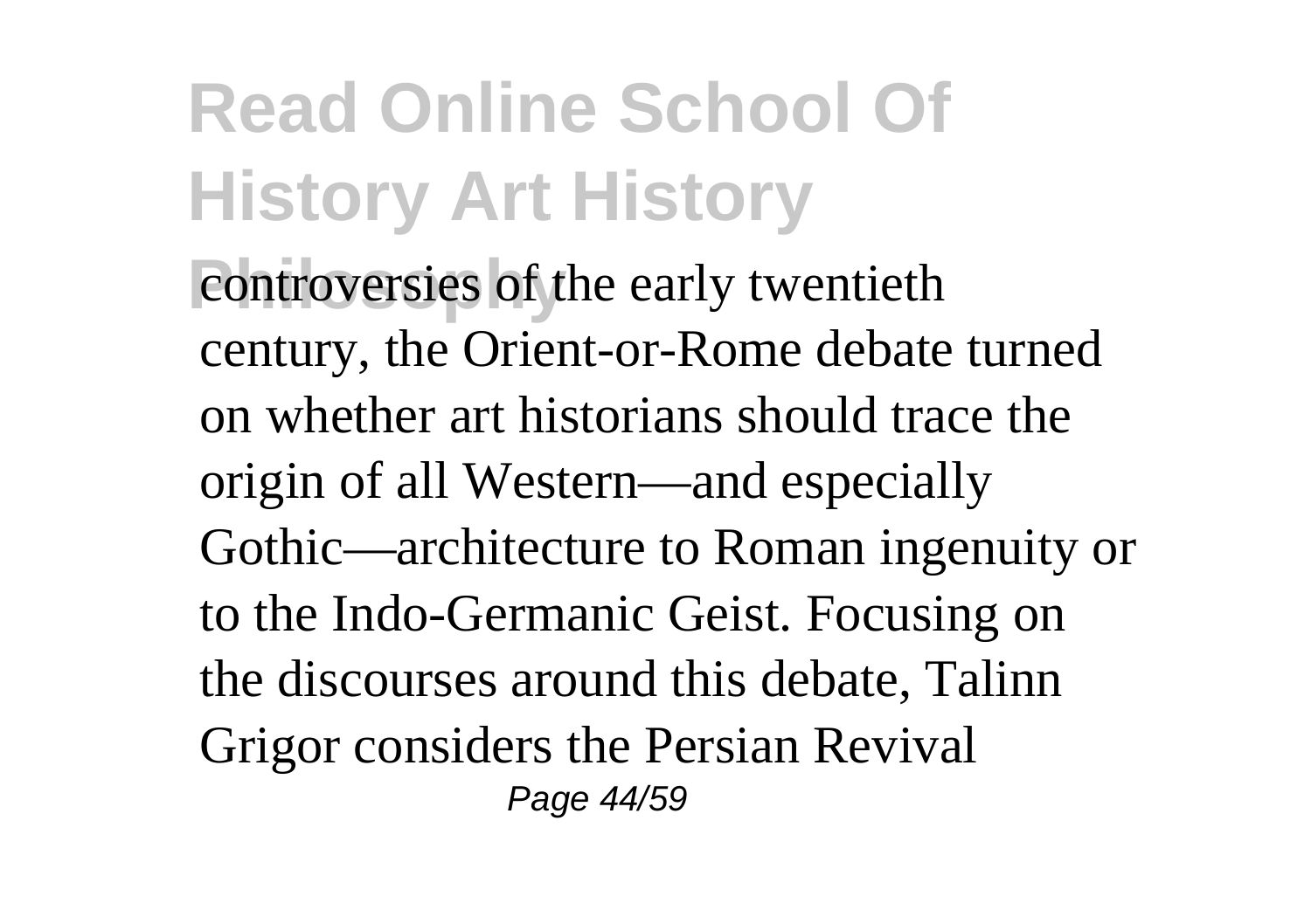controversies of the early twentieth century, the Orient-or-Rome debate turned on whether art historians should trace the origin of all Western—and especially Gothic—architecture to Roman ingenuity or to the Indo-Germanic Geist. Focusing on the discourses around this debate, Talinn Grigor considers the Persian Revival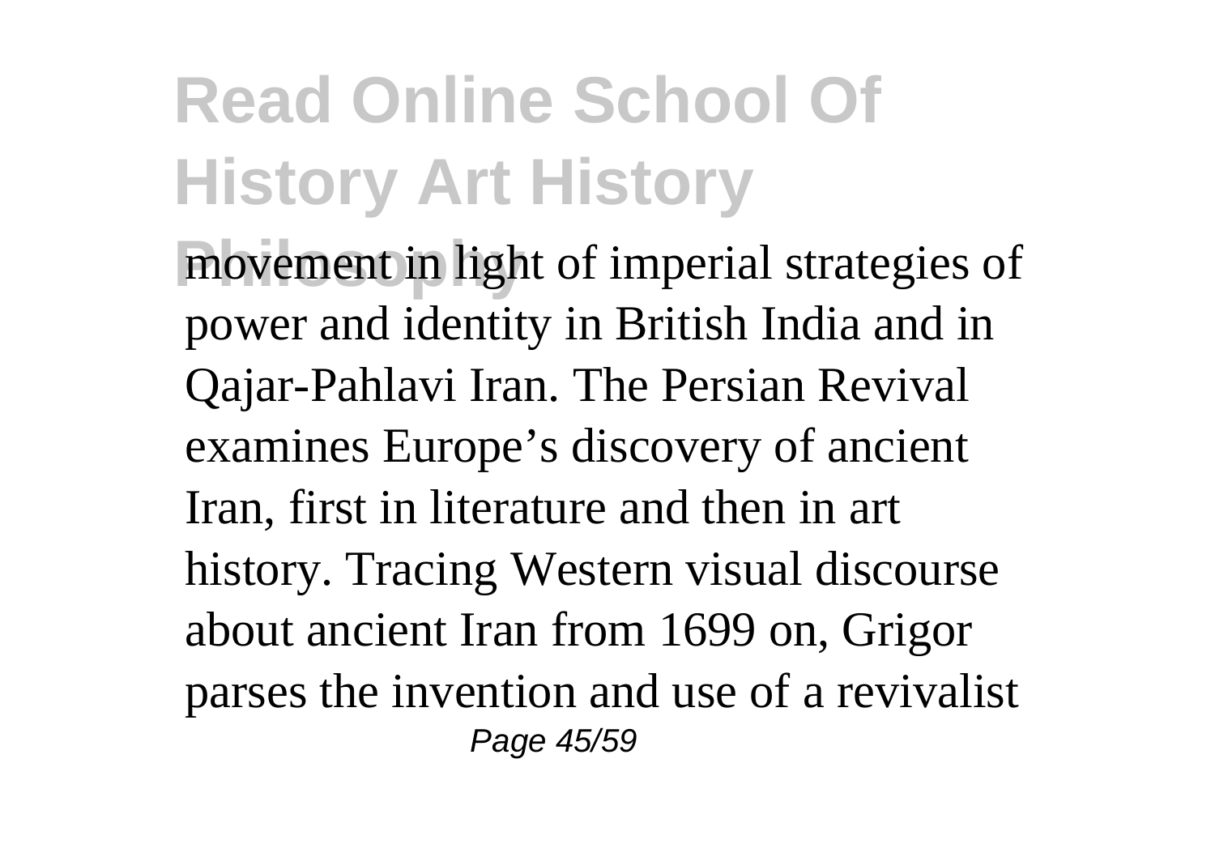movement in light of imperial strategies of power and identity in British India and in Qajar-Pahlavi Iran. The Persian Revival examines Europe's discovery of ancient Iran, first in literature and then in art history. Tracing Western visual discourse about ancient Iran from 1699 on, Grigor parses the invention and use of a revivalist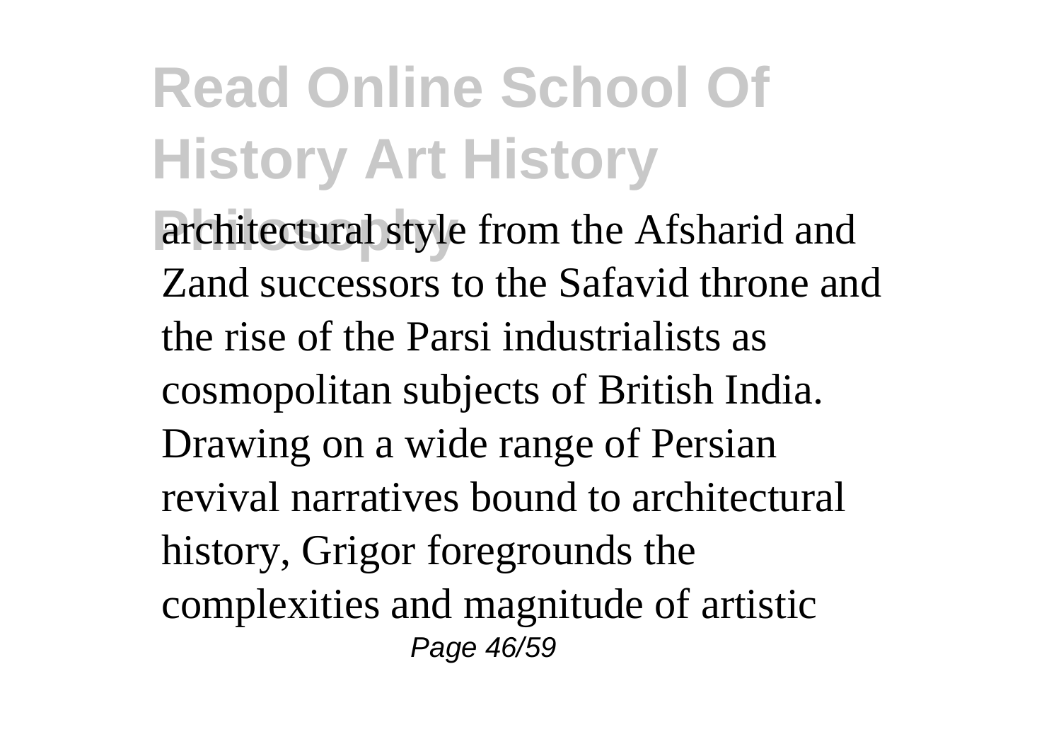architectural style from the Afsharid and Zand successors to the Safavid throne and the rise of the Parsi industrialists as cosmopolitan subjects of British India. Drawing on a wide range of Persian revival narratives bound to architectural history, Grigor foregrounds the complexities and magnitude of artistic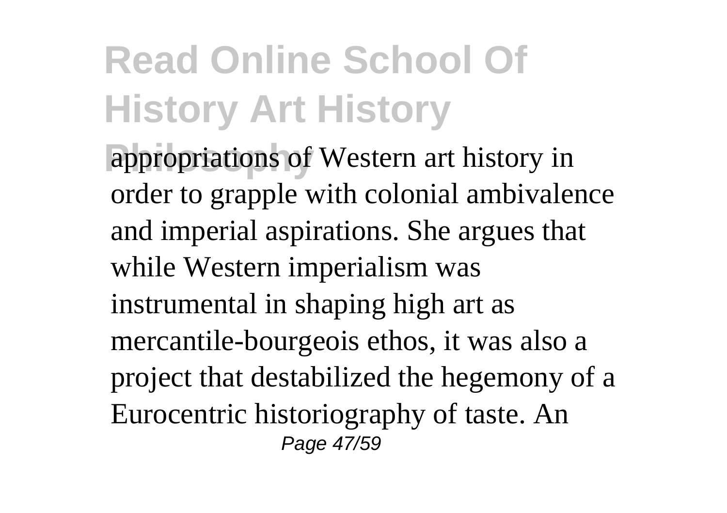appropriations of Western art history in order to grapple with colonial ambivalence and imperial aspirations. She argues that while Western imperialism was instrumental in shaping high art as mercantile-bourgeois ethos, it was also a project that destabilized the hegemony of a Eurocentric historiography of taste. An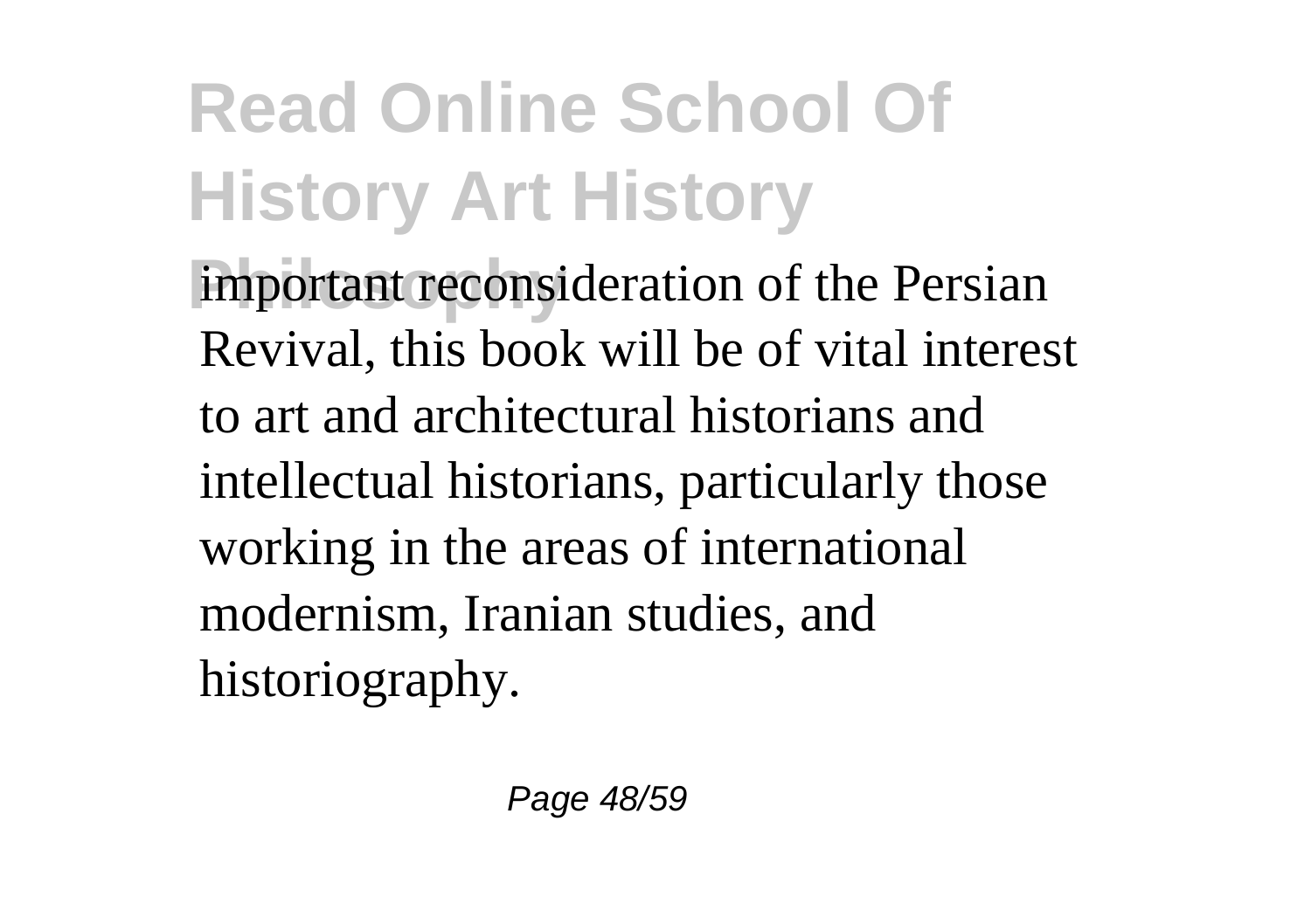important reconsideration of the Persian Revival, this book will be of vital interest to art and architectural historians and intellectual historians, particularly those working in the areas of international modernism, Iranian studies, and historiography.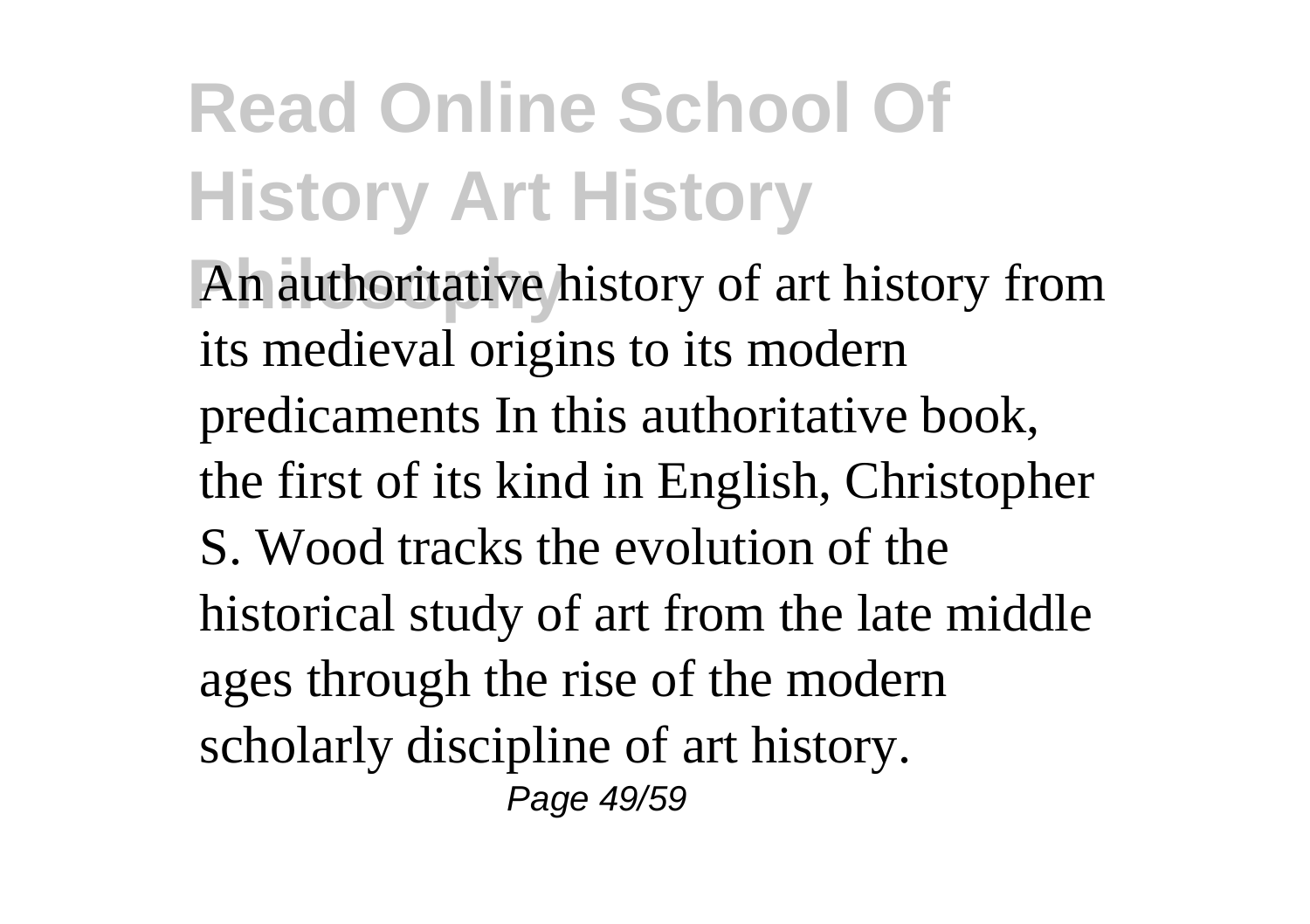An authoritative history of art history from its medieval origins to its modern predicaments In this authoritative book, the first of its kind in English, Christopher S. Wood tracks the evolution of the historical study of art from the late middle ages through the rise of the modern scholarly discipline of art history.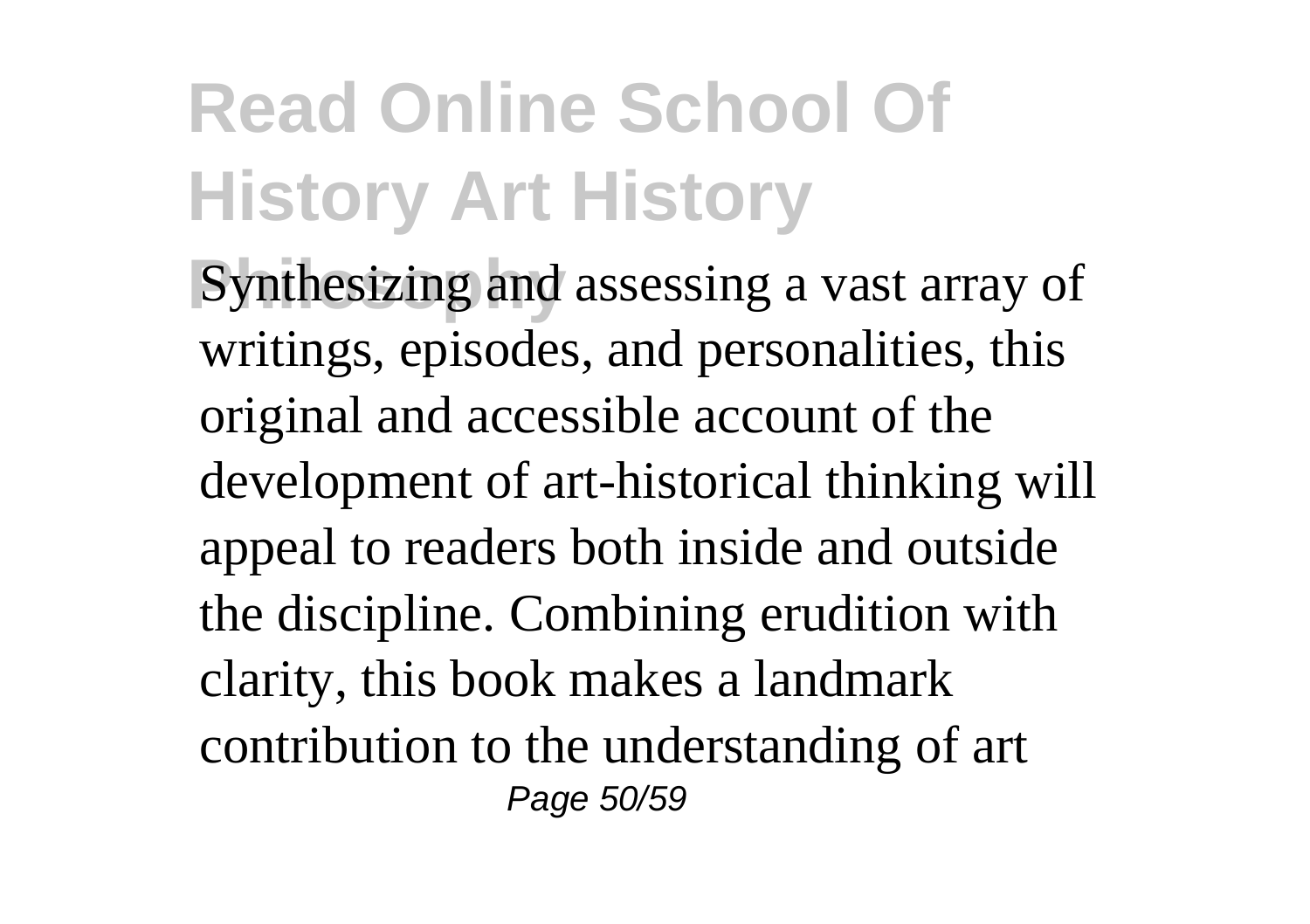Synthesizing and assessing a vast array of writings, episodes, and personalities, this original and accessible account of the development of art-historical thinking will appeal to readers both inside and outside the discipline. Combining erudition with clarity, this book makes a landmark contribution to the understanding of art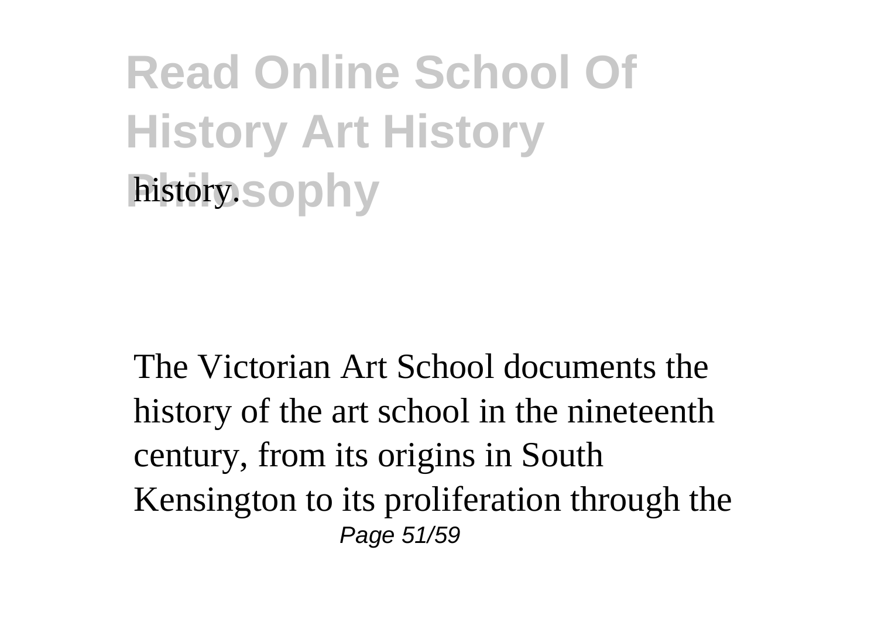history.

The Victorian Art School documents the history of the art school in the nineteenth century, from its origins in South Kensington to its proliferation through the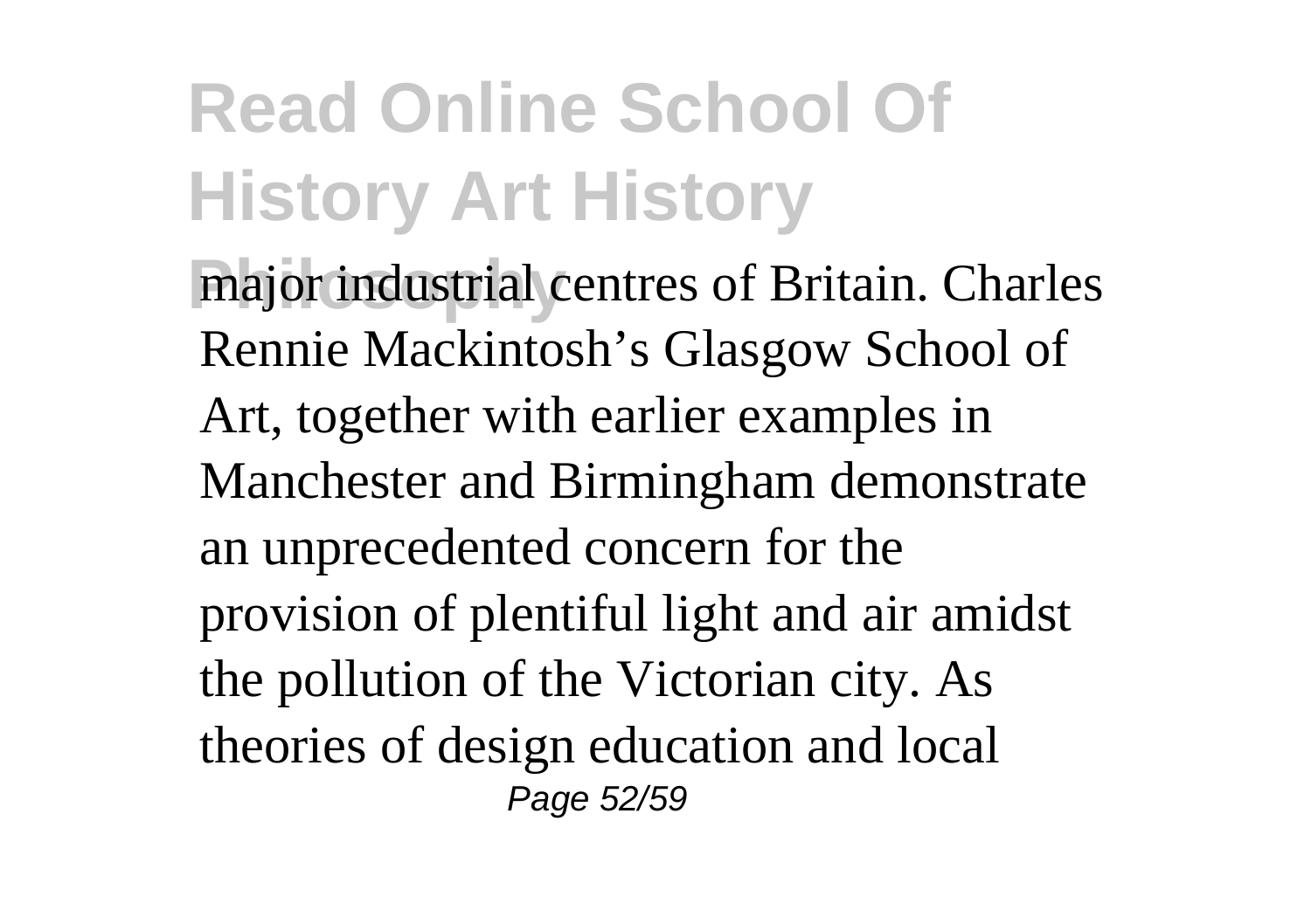major industrial centres of Britain. Charles Rennie Mackintosh's Glasgow School of Art, together with earlier examples in Manchester and Birmingham demonstrate an unprecedented concern for the provision of plentiful light and air amidst the pollution of the Victorian city. As theories of design education and local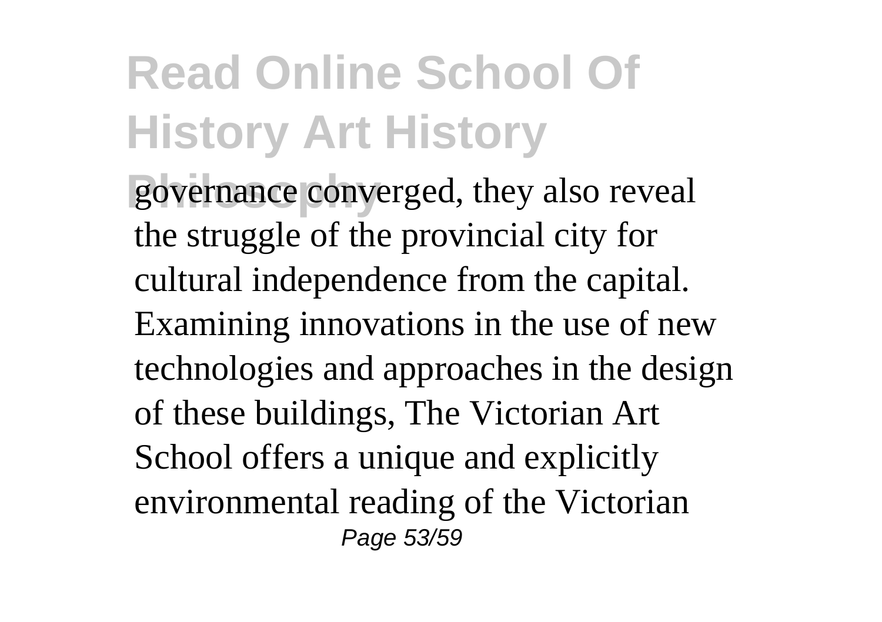governance converged, they also reveal the struggle of the provincial city for cultural independence from the capital. Examining innovations in the use of new technologies and approaches in the design of these buildings, The Victorian Art School offers a unique and explicitly environmental reading of the Victorian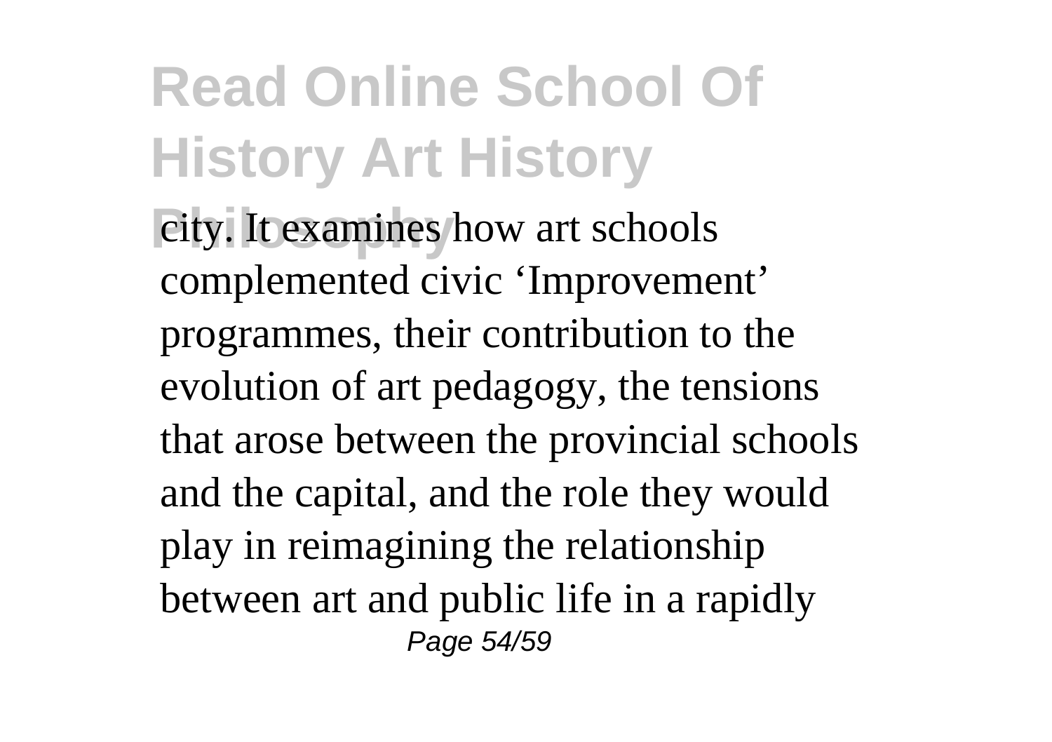city. It examines how art schools complemented civic 'Improvement' programmes, their contribution to the evolution of art pedagogy, the tensions that arose between the provincial schools and the capital, and the role they would play in reimagining the relationship between art and public life in a rapidly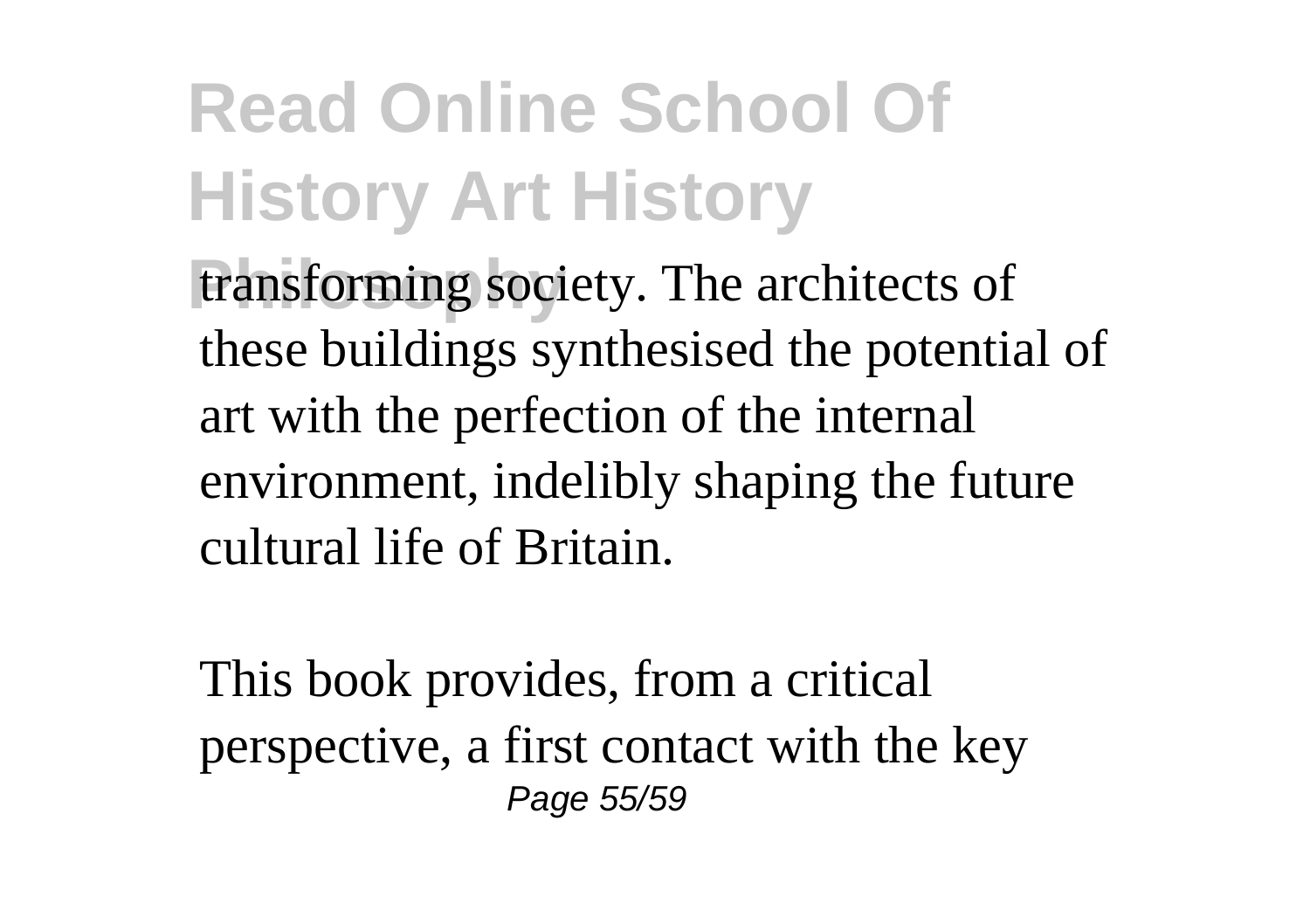transforming society. The architects of these buildings synthesised the potential of art with the perfection of the internal environment, indelibly shaping the future cultural life of Britain.

This book provides, from a critical perspective, a first contact with the key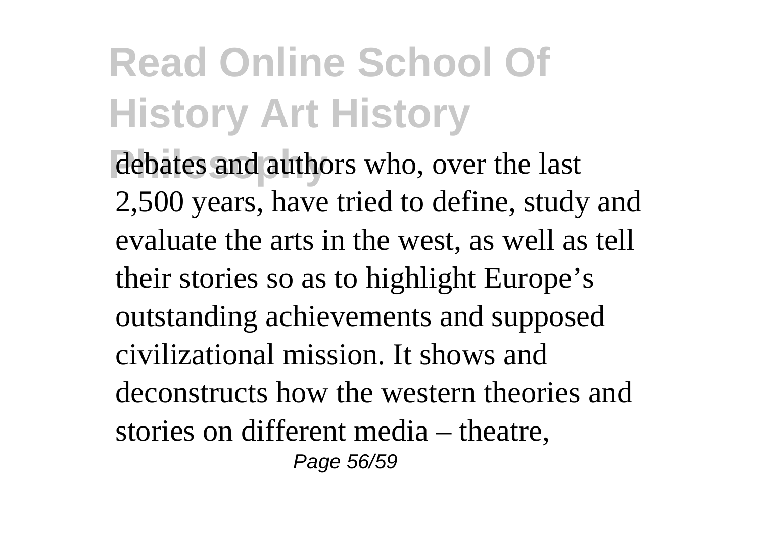debates and authors who, over the last 2,500 years, have tried to define, study and evaluate the arts in the west, as well as tell their stories so as to highlight Europe's outstanding achievements and supposed civilizational mission. It shows and deconstructs how the western theories and stories on different media – theatre,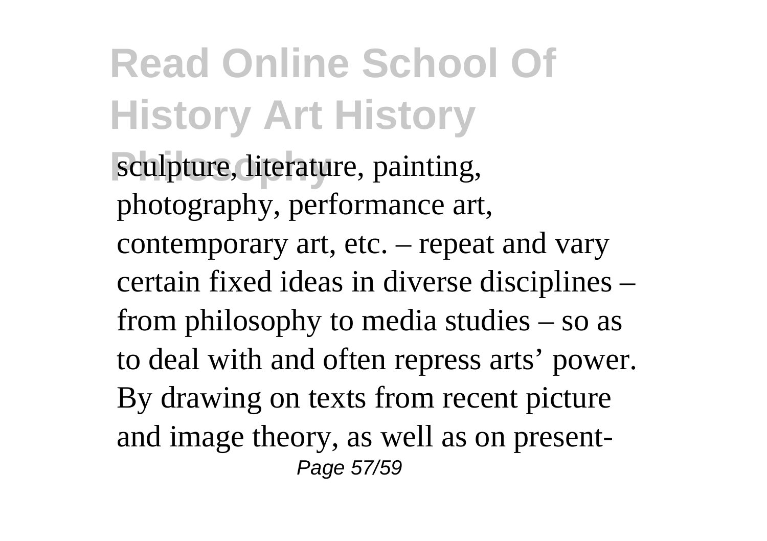sculpture, literature, painting, photography, performance art, contemporary art, etc. – repeat and vary certain fixed ideas in diverse disciplines – from philosophy to media studies – so as to deal with and often repress arts' power. By drawing on texts from recent picture and image theory, as well as on present-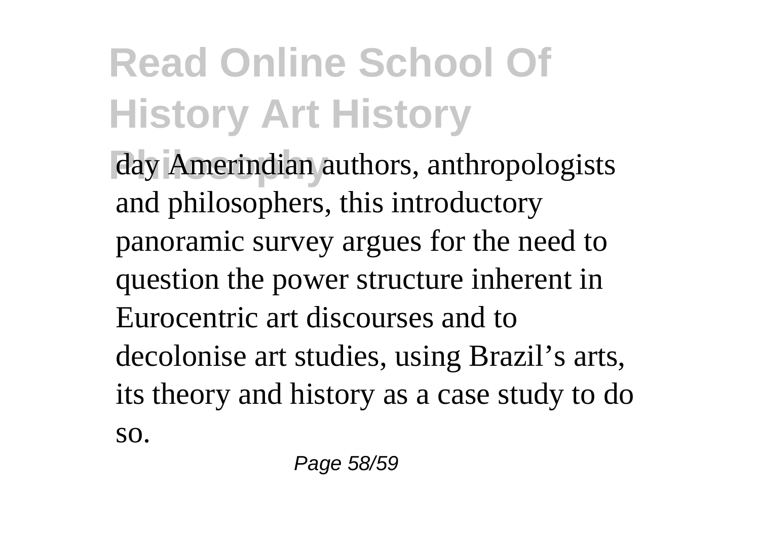day Amerindian authors, anthropologists and philosophers, this introductory panoramic survey argues for the need to question the power structure inherent in Eurocentric art discourses and to decolonise art studies, using Brazil's arts, its theory and history as a case study to do so.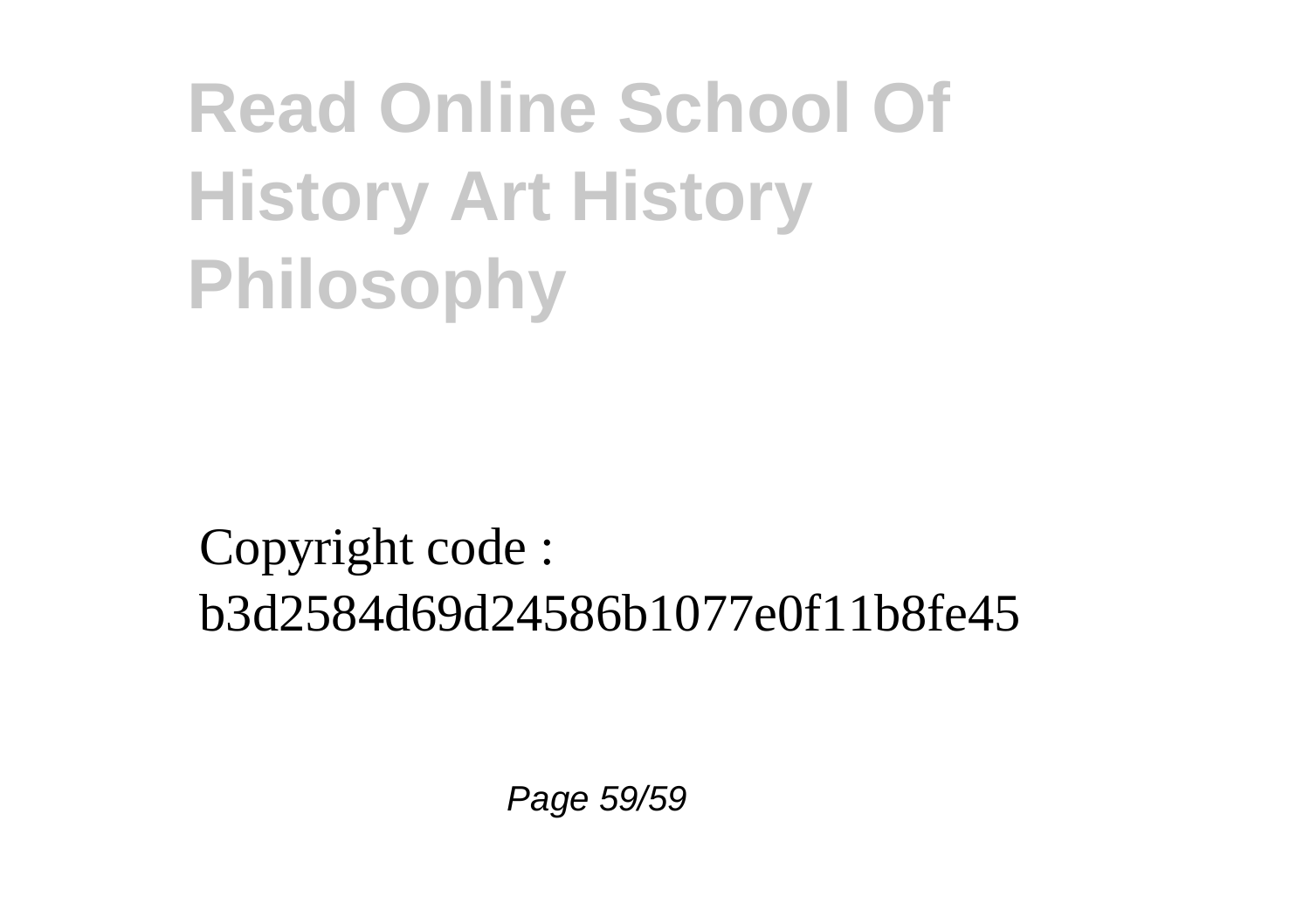Copyright code : b3d2584d69d24586b1077e0f11b8fe45